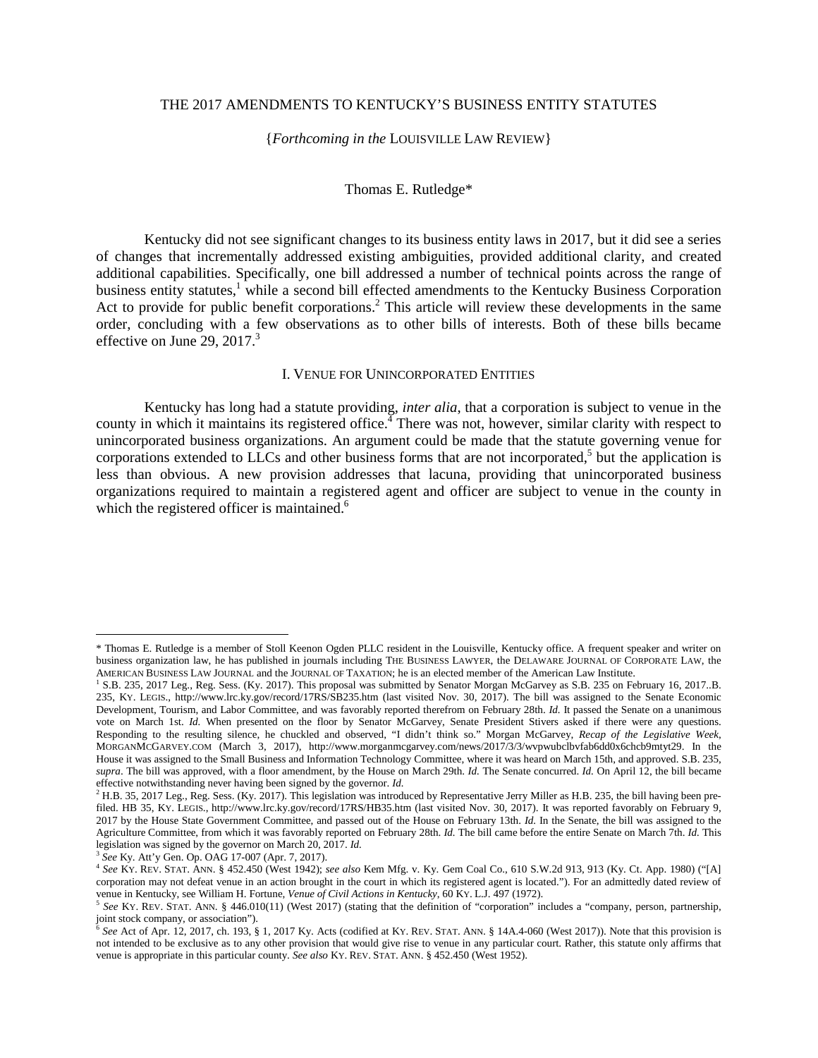# THE 2017 AMENDMENTS TO KENTUCKY'S BUSINESS ENTITY STATUTES

{*Forthcoming in the* LOUISVILLE LAW REVIEW}

Thomas E. Rutledge*

Kentucky did not see significant changes to its business entity laws in 2017, but it did see a series of changes that incrementally addressed existing ambiguities, provided additional clarity, and created additional capabilities. Specifically, one bill addressed a number of technical points across the range of business entity statutes,[1] while a second bill effected amendments to the Kentucky Business Corporation Act to provide for public benefit corporations.[2] This article will review these developments in the same order, concluding with a few observations as to other bills of interests. Both of these bills became effective on June 29, 2017.[3]

## I. VENUE FOR UNINCORPORATED ENTITIES

Kentucky has long had a statute providing, *inter alia*, that a corporation is subject to venue in the county in which it maintains its registered office.[4] There was not, however, similar clarity with respect to unincorporated business organizations. An argument could be made that the statute governing venue for corporations extended to LLCs and other business forms that are not incorporated,[5] but the application is less than obvious. A new provision addresses that lacuna, providing that unincorporated business organizations required to maintain a registered agent and officer are subject to venue in the county in which the registered officer is maintained.[6]

---

* Thomas E. Rutledge is a member of Stoll Keenon Ogden PLLC resident in the Louisville, Kentucky office. A frequent speaker and writer on business organization law, he has published in journals including THE BUSINESS LAWYER, the DELAWARE JOURNAL OF CORPORATE LAW, the AMERICAN BUSINESS LAW JOURNAL and the JOURNAL OF TAXATION; he is an elected member of the American Law Institute.

[1] S.B. 235, 2017 Leg., Reg. Sess. (Ky. 2017). This proposal was submitted by Senator Morgan McGarvey as S.B. 235 on February 16, 2017..B. 235, KY. LEGIS., http://www.lrc.ky.gov/record/17RS/SB235.htm (last visited Nov. 30, 2017). The bill was assigned to the Senate Economic Development, Tourism, and Labor Committee, and was favorably reported therefrom on February 28th. *Id.* It passed the Senate on a unanimous vote on March 1st. *Id.* When presented on the floor by Senator McGarvey, Senate President Stivers asked if there were any questions. Responding to the resulting silence, he chuckled and observed, "I didn't think so." Morgan McGarvey, *Recap of the Legislative Week*, MORGANMCGARVEY.COM (March 3, 2017), http://www.morganmcgarvey.com/news/2017/3/3/wvpwubclbvfab6dd0x6chcb9mtyt29. In the House it was assigned to the Small Business and Information Technology Committee, where it was heard on March 15th, and approved. S.B. 235, *supra*. The bill was approved, with a floor amendment, by the House on March 29th. *Id.* The Senate concurred. *Id.* On April 12, the bill became effective notwithstanding never having been signed by the governor. *Id.*

[2] H.B. 35, 2017 Leg., Reg. Sess. (Ky. 2017). This legislation was introduced by Representative Jerry Miller as H.B. 235, the bill having been pre-filed. HB 35, KY. LEGIS., http://www.lrc.ky.gov/record/17RS/HB35.htm (last visited Nov. 30, 2017). It was reported favorably on February 9, 2017 by the House State Government Committee, and passed out of the House on February 13th. *Id.* In the Senate, the bill was assigned to the Agriculture Committee, from which it was favorably reported on February 28th. *Id.* The bill came before the entire Senate on March 7th. *Id.* This legislation was signed by the governor on March 20, 2017. *Id.*

[3] *See* Ky. Att'y Gen. Op. OAG 17-007 (Apr. 7, 2017).

[4] *See* KY. REV. STAT. ANN. § 452.450 (West 1942); *see also* Kem Mfg. v. Ky. Gem Coal Co., 610 S.W.2d 913, 913 (Ky. Ct. App. 1980) ("[A] corporation may not defeat venue in an action brought in the court in which its registered agent is located."). For an admittedly dated review of venue in Kentucky, see William H. Fortune, *Venue of Civil Actions in Kentucky*, 60 KY. L.J. 497 (1972).

[5] *See* KY. REV. STAT. ANN. § 446.010(11) (West 2017) (stating that the definition of "corporation" includes a "company, person, partnership, joint stock company, or association").

[6] *See* Act of Apr. 12, 2017, ch. 193, § 1, 2017 Ky. Acts (codified at KY. REV. STAT. ANN. § 14A.4-060 (West 2017)). Note that this provision is not intended to be exclusive as to any other provision that would give rise to venue in any particular court. Rather, this statute only affirms that venue is appropriate in this particular county. *See also* KY. REV. STAT. ANN. § 452.450 (West 1952).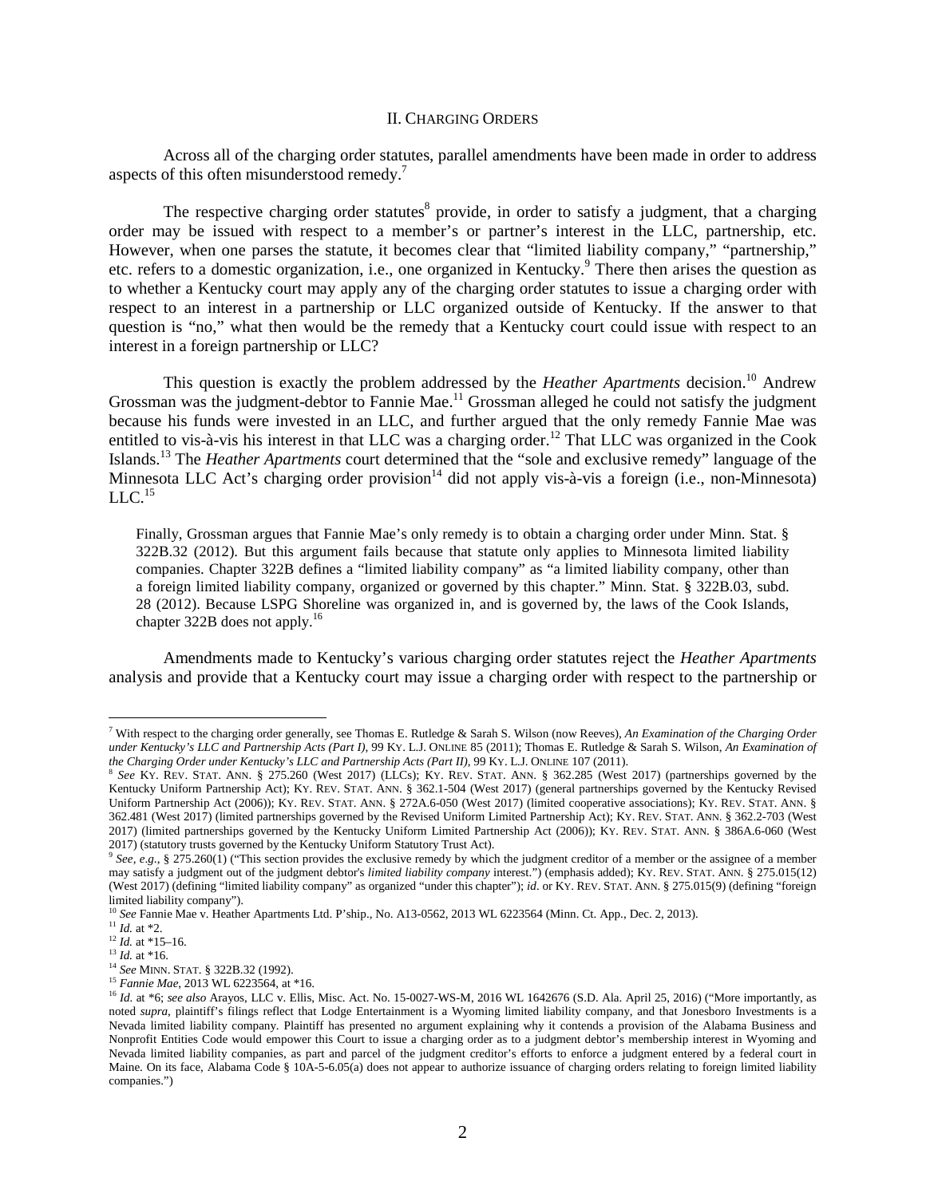## II. CHARGING ORDERS

Across all of the charging order statutes, parallel amendments have been made in order to address aspects of this often misunderstood remedy.[7]

The respective charging order statutes[8] provide, in order to satisfy a judgment, that a charging order may be issued with respect to a member's or partner's interest in the LLC, partnership, etc. However, when one parses the statute, it becomes clear that "limited liability company," "partnership," etc. refers to a domestic organization, i.e., one organized in Kentucky.[9] There then arises the question as to whether a Kentucky court may apply any of the charging order statutes to issue a charging order with respect to an interest in a partnership or LLC organized outside of Kentucky. If the answer to that question is "no," what then would be the remedy that a Kentucky court could issue with respect to an interest in a foreign partnership or LLC?

This question is exactly the problem addressed by the *Heather Apartments* decision.[10] Andrew Grossman was the judgment-debtor to Fannie Mae.[11] Grossman alleged he could not satisfy the judgment because his funds were invested in an LLC, and further argued that the only remedy Fannie Mae was entitled to vis-à-vis his interest in that LLC was a charging order.[12] That LLC was organized in the Cook Islands.[13] The *Heather Apartments* court determined that the "sole and exclusive remedy" language of the Minnesota LLC Act's charging order provision[14] did not apply vis-à-vis a foreign (i.e., non-Minnesota) LLC.[15]

> Finally, Grossman argues that Fannie Mae's only remedy is to obtain a charging order under Minn. Stat. § 322B.32 (2012). But this argument fails because that statute only applies to Minnesota limited liability companies. Chapter 322B defines a "limited liability company" as "a limited liability company, other than a foreign limited liability company, organized or governed by this chapter." Minn. Stat. § 322B.03, subd. 28 (2012). Because LSPG Shoreline was organized in, and is governed by, the laws of the Cook Islands, chapter 322B does not apply.[16]

Amendments made to Kentucky's various charging order statutes reject the *Heather Apartments* analysis and provide that a Kentucky court may issue a charging order with respect to the partnership or

---

[7] With respect to the charging order generally, see Thomas E. Rutledge & Sarah S. Wilson (now Reeves), *An Examination of the Charging Order under Kentucky's LLC and Partnership Acts (Part I)*, 99 KY. L.J. ONLINE 85 (2011); Thomas E. Rutledge & Sarah S. Wilson, *An Examination of the Charging Order under Kentucky's LLC and Partnership Acts (Part II)*, 99 KY. L.J. ONLINE 107 (2011).

[8] *See* KY. REV. STAT. ANN. § 275.260 (West 2017) (LLCs); KY. REV. STAT. ANN. § 362.285 (West 2017) (partnerships governed by the Kentucky Uniform Partnership Act); KY. REV. STAT. ANN. § 362.1-504 (West 2017) (general partnerships governed by the Kentucky Revised Uniform Partnership Act (2006)); KY. REV. STAT. ANN. § 272A.6-050 (West 2017) (limited cooperative associations); KY. REV. STAT. ANN. § 362.481 (West 2017) (limited partnerships governed by the Revised Uniform Limited Partnership Act); KY. REV. STAT. ANN. § 362.2-703 (West 2017) (limited partnerships governed by the Kentucky Uniform Limited Partnership Act (2006)); KY. REV. STAT. ANN. § 386A.6-060 (West 2017) (statutory trusts governed by the Kentucky Uniform Statutory Trust Act).

[9] *See, e.g.*, § 275.260(1) ("This section provides the exclusive remedy by which the judgment creditor of a member or the assignee of a member may satisfy a judgment out of the judgment debtor's *limited liability company* interest.") (emphasis added); KY. REV. STAT. ANN. § 275.015(12) (West 2017) (defining "limited liability company" as organized "under this chapter"); *id*. or KY. REV. STAT. ANN. § 275.015(9) (defining "foreign limited liability company").

[10] *See* Fannie Mae v. Heather Apartments Ltd. P'ship., No. A13-0562, 2013 WL 6223564 (Minn. Ct. App., Dec. 2, 2013).

[11] *Id.* at *2.

[12] *Id.* at *15–16.

[13] *Id.* at *16.

[14] *See* MINN. STAT. § 322B.32 (1992).

[15] *Fannie Mae*, 2013 WL 6223564, at *16.

[16] *Id.* at *6; *see also* Arayos, LLC v. Ellis, Misc. Act. No. 15-0027-WS-M, 2016 WL 1642676 (S.D. Ala. April 25, 2016) ("More importantly, as noted *supra*, plaintiff's filings reflect that Lodge Entertainment is a Wyoming limited liability company, and that Jonesboro Investments is a Nevada limited liability company. Plaintiff has presented no argument explaining why it contends a provision of the Alabama Business and Nonprofit Entities Code would empower this Court to issue a charging order as to a judgment debtor's membership interest in Wyoming and Nevada limited liability companies, as part and parcel of the judgment creditor's efforts to enforce a judgment entered by a federal court in Maine. On its face, Alabama Code § 10A-5-6.05(a) does not appear to authorize issuance of charging orders relating to foreign limited liability companies.")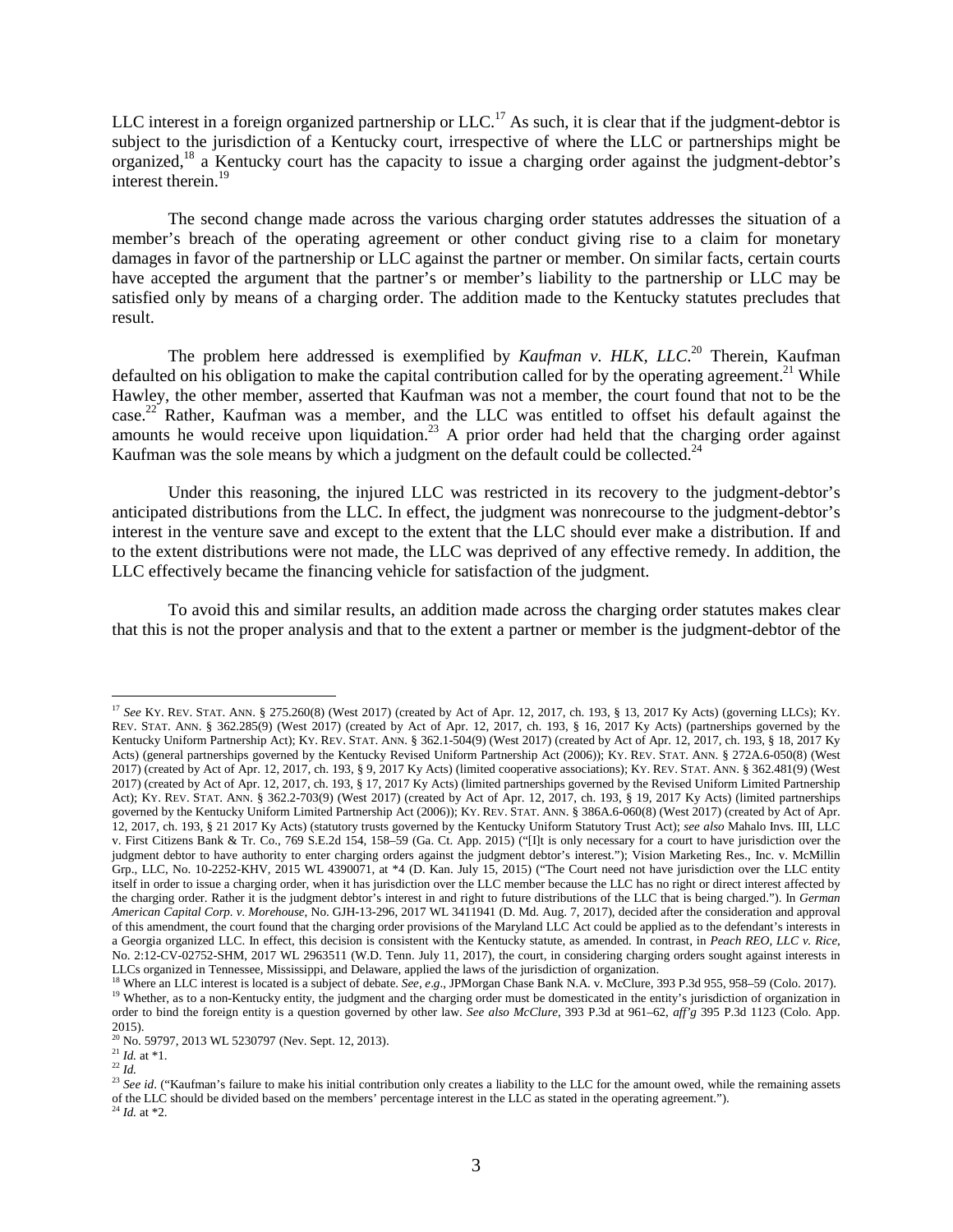LLC interest in a foreign organized partnership or LLC.[17] As such, it is clear that if the judgment-debtor is subject to the jurisdiction of a Kentucky court, irrespective of where the LLC or partnerships might be organized,[18] a Kentucky court has the capacity to issue a charging order against the judgment-debtor's interest therein.[19]

The second change made across the various charging order statutes addresses the situation of a member's breach of the operating agreement or other conduct giving rise to a claim for monetary damages in favor of the partnership or LLC against the partner or member. On similar facts, certain courts have accepted the argument that the partner's or member's liability to the partnership or LLC may be satisfied only by means of a charging order. The addition made to the Kentucky statutes precludes that result.

The problem here addressed is exemplified by *Kaufman v. HLK, LLC*.[20] Therein, Kaufman defaulted on his obligation to make the capital contribution called for by the operating agreement.[21] While Hawley, the other member, asserted that Kaufman was not a member, the court found that not to be the case.[22] Rather, Kaufman was a member, and the LLC was entitled to offset his default against the amounts he would receive upon liquidation.[23] A prior order had held that the charging order against Kaufman was the sole means by which a judgment on the default could be collected.[24]

Under this reasoning, the injured LLC was restricted in its recovery to the judgment-debtor's anticipated distributions from the LLC. In effect, the judgment was nonrecourse to the judgment-debtor's interest in the venture save and except to the extent that the LLC should ever make a distribution. If and to the extent distributions were not made, the LLC was deprived of any effective remedy. In addition, the LLC effectively became the financing vehicle for satisfaction of the judgment.

To avoid this and similar results, an addition made across the charging order statutes makes clear that this is not the proper analysis and that to the extent a partner or member is the judgment-debtor of the

---

[17] *See* KY. REV. STAT. ANN. § 275.260(8) (West 2017) (created by Act of Apr. 12, 2017, ch. 193, § 13, 2017 Ky Acts) (governing LLCs); KY. REV. STAT. ANN. § 362.285(9) (West 2017) (created by Act of Apr. 12, 2017, ch. 193, § 16, 2017 Ky Acts) (partnerships governed by the Kentucky Uniform Partnership Act); KY. REV. STAT. ANN. § 362.1-504(9) (West 2017) (created by Act of Apr. 12, 2017, ch. 193, § 18, 2017 Ky Acts) (general partnerships governed by the Kentucky Revised Uniform Partnership Act (2006)); KY. REV. STAT. ANN. § 272A.6-050(8) (West 2017) (created by Act of Apr. 12, 2017, ch. 193, § 9, 2017 Ky Acts) (limited cooperative associations); KY. REV. STAT. ANN. § 362.481(9) (West 2017) (created by Act of Apr. 12, 2017, ch. 193, § 17, 2017 Ky Acts) (limited partnerships governed by the Revised Uniform Limited Partnership Act); KY. REV. STAT. ANN. § 362.2-703(9) (West 2017) (created by Act of Apr. 12, 2017, ch. 193, § 19, 2017 Ky Acts) (limited partnerships governed by the Kentucky Uniform Limited Partnership Act (2006)); KY. REV. STAT. ANN. § 386A.6-060(8) (West 2017) (created by Act of Apr. 12, 2017, ch. 193, § 21 2017 Ky Acts) (statutory trusts governed by the Kentucky Uniform Statutory Trust Act); *see also* Mahalo Invs. III, LLC v. First Citizens Bank & Tr. Co., 769 S.E.2d 154, 158–59 (Ga. Ct. App. 2015) ("[I]t is only necessary for a court to have jurisdiction over the judgment debtor to have authority to enter charging orders against the judgment debtor's interest."); Vision Marketing Res., Inc. v. McMillin Grp., LLC, No. 10-2252-KHV, 2015 WL 4390071, at *4 (D. Kan. July 15, 2015) ("The Court need not have jurisdiction over the LLC entity itself in order to issue a charging order, when it has jurisdiction over the LLC member because the LLC has no right or direct interest affected by the charging order. Rather it is the judgment debtor's interest in and right to future distributions of the LLC that is being charged."). In *German American Capital Corp. v. Morehouse*, No. GJH-13-296, 2017 WL 3411941 (D. Md. Aug. 7, 2017), decided after the consideration and approval of this amendment, the court found that the charging order provisions of the Maryland LLC Act could be applied as to the defendant's interests in a Georgia organized LLC. In effect, this decision is consistent with the Kentucky statute, as amended. In contrast, in *Peach REO, LLC v. Rice*, No. 2:12-CV-02752-SHM, 2017 WL 2963511 (W.D. Tenn. July 11, 2017), the court, in considering charging orders sought against interests in LLCs organized in Tennessee, Mississippi, and Delaware, applied the laws of the jurisdiction of organization.

[18] Where an LLC interest is located is a subject of debate. *See, e.g.*, JPMorgan Chase Bank N.A. v. McClure, 393 P.3d 955, 958–59 (Colo. 2017).

[19] Whether, as to a non-Kentucky entity, the judgment and the charging order must be domesticated in the entity's jurisdiction of organization in order to bind the foreign entity is a question governed by other law. *See also McClure*, 393 P.3d at 961–62, *aff'g* 395 P.3d 1123 (Colo. App. 2015).

[20] No. 59797, 2013 WL 5230797 (Nev. Sept. 12, 2013).

[21] *Id.* at *1.

[22] *Id.*

[23] *See id.* ("Kaufman's failure to make his initial contribution only creates a liability to the LLC for the amount owed, while the remaining assets of the LLC should be divided based on the members' percentage interest in the LLC as stated in the operating agreement.").

[24] *Id.* at *2.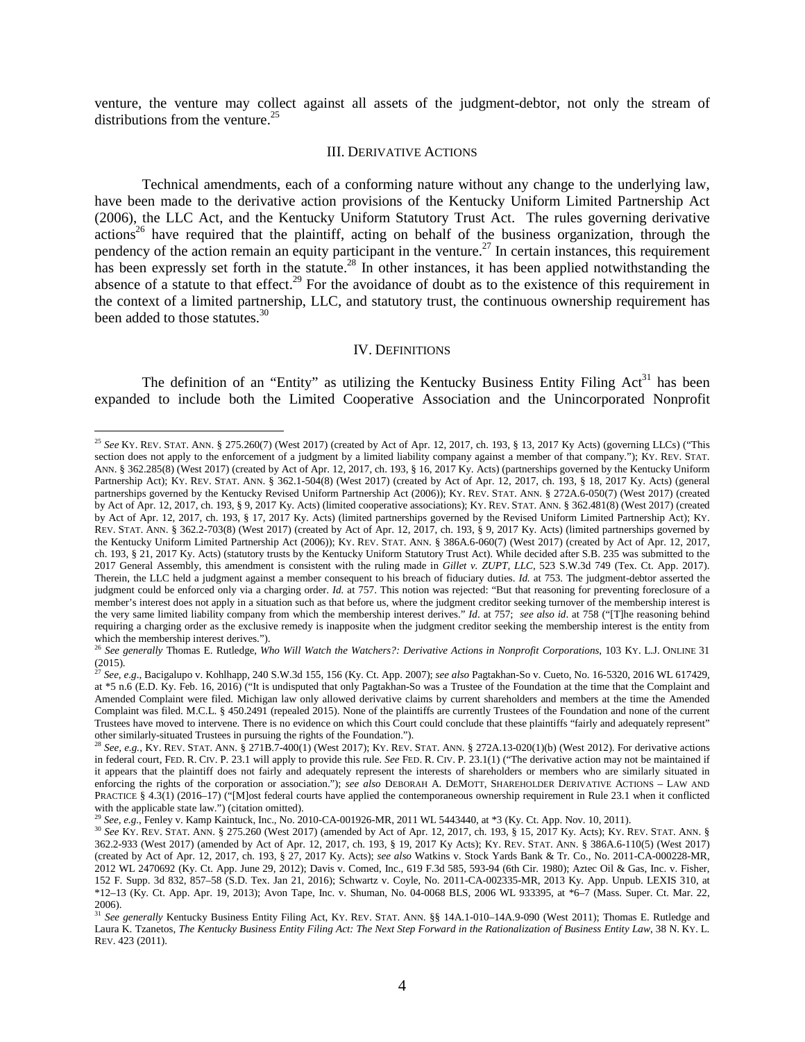venture, the venture may collect against all assets of the judgment-debtor, not only the stream of distributions from the venture.[25]

## III. Derivative Actions

Technical amendments, each of a conforming nature without any change to the underlying law, have been made to the derivative action provisions of the Kentucky Uniform Limited Partnership Act (2006), the LLC Act, and the Kentucky Uniform Statutory Trust Act. The rules governing derivative actions[26] have required that the plaintiff, acting on behalf of the business organization, through the pendency of the action remain an equity participant in the venture.[27] In certain instances, this requirement has been expressly set forth in the statute.[28] In other instances, it has been applied notwithstanding the absence of a statute to that effect.[29] For the avoidance of doubt as to the existence of this requirement in the context of a limited partnership, LLC, and statutory trust, the continuous ownership requirement has been added to those statutes.[30]

## IV. Definitions

The definition of an "Entity" as utilizing the Kentucky Business Entity Filing Act[31] has been expanded to include both the Limited Cooperative Association and the Unincorporated Nonprofit

---

[25] *See* Ky. Rev. Stat. Ann. § 275.260(7) (West 2017) (created by Act of Apr. 12, 2017, ch. 193, § 13, 2017 Ky Acts) (governing LLCs) ("This section does not apply to the enforcement of a judgment by a limited liability company against a member of that company."); Ky. Rev. Stat. Ann. § 362.285(8) (West 2017) (created by Act of Apr. 12, 2017, ch. 193, § 16, 2017 Ky. Acts) (partnerships governed by the Kentucky Uniform Partnership Act); Ky. Rev. Stat. Ann. § 362.1-504(8) (West 2017) (created by Act of Apr. 12, 2017, ch. 193, § 18, 2017 Ky. Acts) (general partnerships governed by the Kentucky Revised Uniform Partnership Act (2006)); Ky. Rev. Stat. Ann. § 272A.6-050(7) (West 2017) (created by Act of Apr. 12, 2017, ch. 193, § 9, 2017 Ky. Acts) (limited cooperative associations); Ky. Rev. Stat. Ann. § 362.481(8) (West 2017) (created by Act of Apr. 12, 2017, ch. 193, § 17, 2017 Ky. Acts) (limited partnerships governed by the Revised Uniform Limited Partnership Act); Ky. Rev. Stat. Ann. § 362.2-703(8) (West 2017) (created by Act of Apr. 12, 2017, ch. 193, § 9, 2017 Ky. Acts) (limited partnerships governed by the Kentucky Uniform Limited Partnership Act (2006)); Ky. Rev. Stat. Ann. § 386A.6-060(7) (West 2017) (created by Act of Apr. 12, 2017, ch. 193, § 21, 2017 Ky. Acts) (statutory trusts by the Kentucky Uniform Statutory Trust Act). While decided after S.B. 235 was submitted to the 2017 General Assembly, this amendment is consistent with the ruling made in *Gillet v. ZUPT, LLC*, 523 S.W.3d 749 (Tex. Ct. App. 2017). Therein, the LLC held a judgment against a member consequent to his breach of fiduciary duties. *Id.* at 753. The judgment-debtor asserted the judgment could be enforced only via a charging order. *Id.* at 757. This notion was rejected: "But that reasoning for preventing foreclosure of a member's interest does not apply in a situation such as that before us, where the judgment creditor seeking turnover of the membership interest is the very same limited liability company from which the membership interest derives." *Id*. at 757; *see also id*. at 758 ("[T]he reasoning behind requiring a charging order as the exclusive remedy is inapposite when the judgment creditor seeking the membership interest is the entity from which the membership interest derives.").

[26] *See generally* Thomas E. Rutledge, *Who Will Watch the Watchers?: Derivative Actions in Nonprofit Corporations*, 103 Ky. L.J. Online 31 (2015).

[27] *See, e.g*., Bacigalupo v. Kohlhapp, 240 S.W.3d 155, 156 (Ky. Ct. App. 2007); *see also* Pagtakhan-So v. Cueto, No. 16-5320, 2016 WL 617429, at *5 n.6 (E.D. Ky. Feb. 16, 2016) ("It is undisputed that only Pagtakhan-So was a Trustee of the Foundation at the time that the Complaint and Amended Complaint were filed. Michigan law only allowed derivative claims by current shareholders and members at the time the Amended Complaint was filed. M.C.L. § 450.2491 (repealed 2015). None of the plaintiffs are currently Trustees of the Foundation and none of the current Trustees have moved to intervene. There is no evidence on which this Court could conclude that these plaintiffs "fairly and adequately represent" other similarly-situated Trustees in pursuing the rights of the Foundation.").

[28] *See, e.g.*, Ky. Rev. Stat. Ann. § 271B.7-400(1) (West 2017); Ky. Rev. Stat. Ann. § 272A.13-020(1)(b) (West 2012). For derivative actions in federal court, Fed. R. Civ. P. 23.1 will apply to provide this rule. *See* Fed. R. Civ. P. 23.1(1) ("The derivative action may not be maintained if it appears that the plaintiff does not fairly and adequately represent the interests of shareholders or members who are similarly situated in enforcing the rights of the corporation or association."); *see also* Deborah A. DeMott, Shareholder Derivative Actions – Law and Practice § 4.3(1) (2016–17) ("[M]ost federal courts have applied the contemporaneous ownership requirement in Rule 23.1 when it conflicted with the applicable state law.") (citation omitted).

[29] *See, e.g*., Fenley v. Kamp Kaintuck, Inc., No. 2010-CA-001926-MR, 2011 WL 5443440, at *3 (Ky. Ct. App. Nov. 10, 2011).

[30] *See* Ky. Rev. Stat. Ann. § 275.260 (West 2017) (amended by Act of Apr. 12, 2017, ch. 193, § 15, 2017 Ky. Acts); Ky. Rev. Stat. Ann. § 362.2-933 (West 2017) (amended by Act of Apr. 12, 2017, ch. 193, § 19, 2017 Ky. Acts); Ky. Rev. Stat. Ann. § 386A.6-110(5) (West 2017) (created by Act of Apr. 12, 2017, ch. 193, § 27, 2017 Ky. Acts); *see also* Watkins v. Stock Yards Bank & Tr. Co., No. 2011-CA-000228-MR, 2012 WL 2470692 (Ky. Ct. App. June 29, 2012); Davis v. Comed, Inc., 619 F.3d 585, 593-94 (6th Cir. 1980); Aztec Oil & Gas, Inc. v. Fisher, 152 F. Supp. 3d 832, 857–58 (S.D. Tex. Jan 21, 2016); Schwartz v. Coyle, No. 2011-CA-002335-MR, 2013 Ky. App. Unpub. LEXIS 310, at *12–13 (Ky. Ct. App. Apr. 19, 2013); Avon Tape, Inc. v. Shuman, No. 04-0068 BLS, 2006 WL 933395, at *6–7 (Mass. Super. Ct. Mar. 22, 2006).

[31] *See generally* Kentucky Business Entity Filing Act, Ky. Rev. Stat. Ann. §§ 14A.1-010–14A.9-090 (West 2011); Thomas E. Rutledge and Laura K. Tzanetos, *The Kentucky Business Entity Filing Act: The Next Step Forward in the Rationalization of Business Entity Law*, 38 N. Ky. L. Rev. 423 (2011).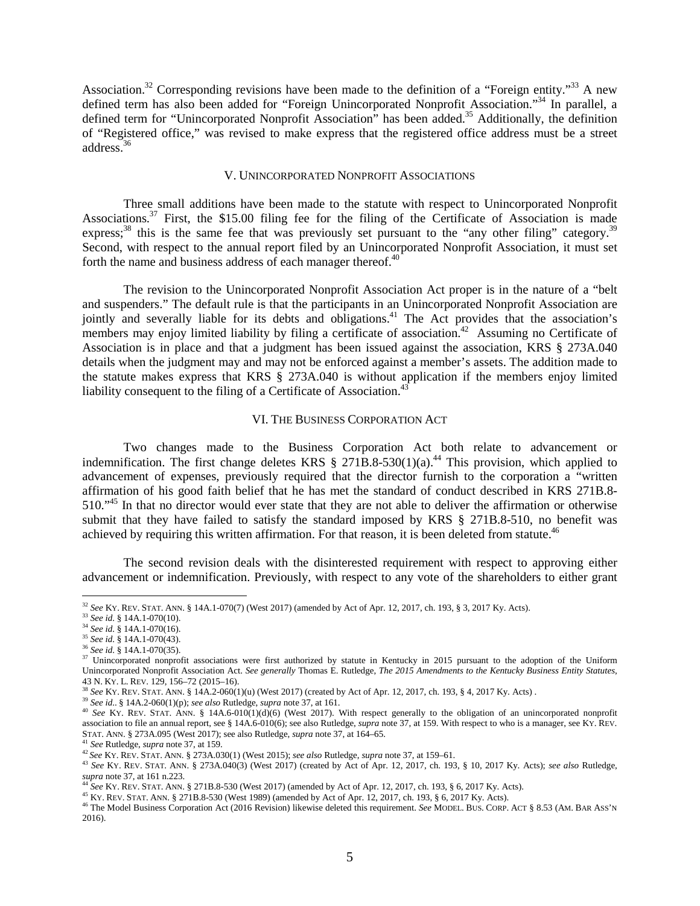Association.[32] Corresponding revisions have been made to the definition of a "Foreign entity."[33] A new defined term has also been added for "Foreign Unincorporated Nonprofit Association."[34] In parallel, a defined term for "Unincorporated Nonprofit Association" has been added.[35] Additionally, the definition of "Registered office," was revised to make express that the registered office address must be a street address.[36]

## V. UNINCORPORATED NONPROFIT ASSOCIATIONS

Three small additions have been made to the statute with respect to Unincorporated Nonprofit Associations.[37] First, the $15.00 filing fee for the filing of the Certificate of Association is made express;[38] this is the same fee that was previously set pursuant to the "any other filing" category.[39] Second, with respect to the annual report filed by an Unincorporated Nonprofit Association, it must set forth the name and business address of each manager thereof.[40]

The revision to the Unincorporated Nonprofit Association Act proper is in the nature of a "belt and suspenders." The default rule is that the participants in an Unincorporated Nonprofit Association are jointly and severally liable for its debts and obligations.[41] The Act provides that the association's members may enjoy limited liability by filing a certificate of association.[42] Assuming no Certificate of Association is in place and that a judgment has been issued against the association, KRS § 273A.040 details when the judgment may and may not be enforced against a member's assets. The addition made to the statute makes express that KRS § 273A.040 is without application if the members enjoy limited liability consequent to the filing of a Certificate of Association.[43]

## VI. THE BUSINESS CORPORATION ACT

Two changes made to the Business Corporation Act both relate to advancement or indemnification. The first change deletes KRS § 271B.8-530(1)(a).[44] This provision, which applied to advancement of expenses, previously required that the director furnish to the corporation a "written affirmation of his good faith belief that he has met the standard of conduct described in KRS 271B.8-510."[45] In that no director would ever state that they are not able to deliver the affirmation or otherwise submit that they have failed to satisfy the standard imposed by KRS § 271B.8-510, no benefit was achieved by requiring this written affirmation. For that reason, it is been deleted from statute.[46]

The second revision deals with the disinterested requirement with respect to approving either advancement or indemnification. Previously, with respect to any vote of the shareholders to either grant

---

[32] *See* KY. REV. STAT. ANN. § 14A.1-070(7) (West 2017) (amended by Act of Apr. 12, 2017, ch. 193, § 3, 2017 Ky. Acts).

[33] *See id.* § 14A.1-070(10).

[34] *See id.* § 14A.1-070(16).

[35] *See id.* § 14A.1-070(43).

[36] *See id.* § 14A.1-070(35).

[37] Unincorporated nonprofit associations were first authorized by statute in Kentucky in 2015 pursuant to the adoption of the Uniform Unincorporated Nonprofit Association Act. *See generally* Thomas E. Rutledge, *The 2015 Amendments to the Kentucky Business Entity Statutes*, 43 N. KY. L. REV. 129, 156–72 (2015–16).

[38] *See* KY. REV. STAT. ANN. § 14A.2-060(1)(u) (West 2017) (created by Act of Apr. 12, 2017, ch. 193, § 4, 2017 Ky. Acts) .

[39] *See id.*. § 14A.2-060(1)(p); *see also* Rutledge, *supra* note 37, at 161.

[40] *See* KY. REV. STAT. ANN. § 14A.6-010(1)(d)(6) (West 2017). With respect generally to the obligation of an unincorporated nonprofit association to file an annual report, see § 14A.6-010(6); see also Rutledge, *supra* note 37, at 159. With respect to who is a manager, see KY. REV. STAT. ANN. § 273A.095 (West 2017); see also Rutledge, *supra* note 37, at 164–65.

[41] *See* Rutledge, *supra* note 37, at 159.

[42] *See* KY. REV. STAT. ANN. § 273A.030(1) (West 2015); *see also* Rutledge, *supra* note 37, at 159–61.

[43] *See* KY. REV. STAT. ANN. § 273A.040(3) (West 2017) (created by Act of Apr. 12, 2017, ch. 193, § 10, 2017 Ky. Acts); *see also* Rutledge, *supra* note 37, at 161 n.223.

[44] *See* KY. REV. STAT. ANN. § 271B.8-530 (West 2017) (amended by Act of Apr. 12, 2017, ch. 193, § 6, 2017 Ky. Acts).

[45] KY. REV. STAT. ANN. § 271B.8-530 (West 1989) (amended by Act of Apr. 12, 2017, ch. 193, § 6, 2017 Ky. Acts).

[46] The Model Business Corporation Act (2016 Revision) likewise deleted this requirement. *See* MODEL. BUS. CORP. ACT § 8.53 (AM. BAR ASS'N 2016).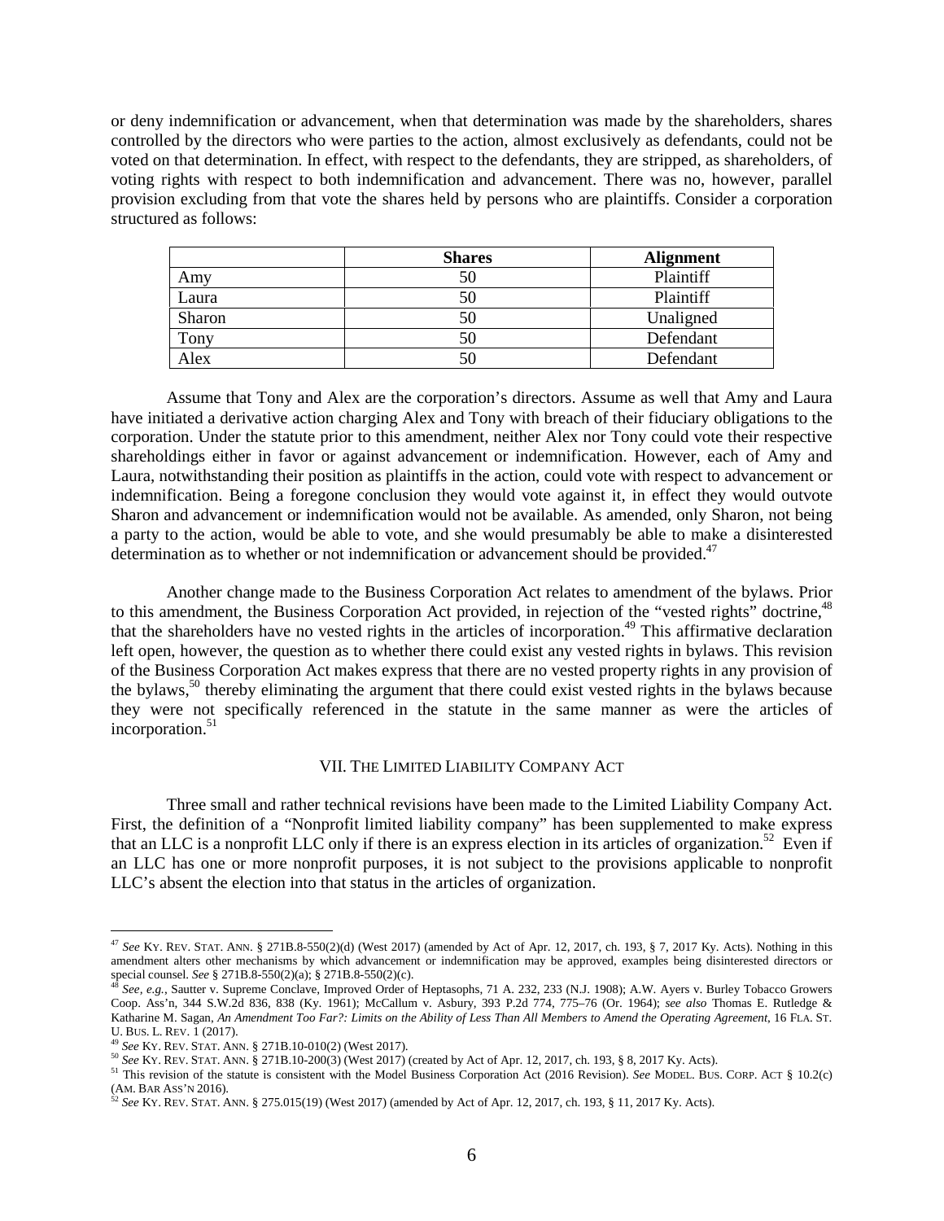or deny indemnification or advancement, when that determination was made by the shareholders, shares controlled by the directors who were parties to the action, almost exclusively as defendants, could not be voted on that determination. In effect, with respect to the defendants, they are stripped, as shareholders, of voting rights with respect to both indemnification and advancement. There was no, however, parallel provision excluding from that vote the shares held by persons who are plaintiffs. Consider a corporation structured as follows:

| | **Shares** | **Alignment** |
|---|---|---|
| Amy | 50 | Plaintiff |
| Laura | 50 | Plaintiff |
| Sharon | 50 | Unaligned |
| Tony | 50 | Defendant |
| Alex | 50 | Defendant |

Assume that Tony and Alex are the corporation's directors. Assume as well that Amy and Laura have initiated a derivative action charging Alex and Tony with breach of their fiduciary obligations to the corporation. Under the statute prior to this amendment, neither Alex nor Tony could vote their respective shareholdings either in favor or against advancement or indemnification. However, each of Amy and Laura, notwithstanding their position as plaintiffs in the action, could vote with respect to advancement or indemnification. Being a foregone conclusion they would vote against it, in effect they would outvote Sharon and advancement or indemnification would not be available. As amended, only Sharon, not being a party to the action, would be able to vote, and she would presumably be able to make a disinterested determination as to whether or not indemnification or advancement should be provided.[47]

Another change made to the Business Corporation Act relates to amendment of the bylaws. Prior to this amendment, the Business Corporation Act provided, in rejection of the "vested rights" doctrine,[48] that the shareholders have no vested rights in the articles of incorporation.[49] This affirmative declaration left open, however, the question as to whether there could exist any vested rights in bylaws. This revision of the Business Corporation Act makes express that there are no vested property rights in any provision of the bylaws,[50] thereby eliminating the argument that there could exist vested rights in the bylaws because they were not specifically referenced in the statute in the same manner as were the articles of incorporation.[51]

## VII. THE LIMITED LIABILITY COMPANY ACT

Three small and rather technical revisions have been made to the Limited Liability Company Act. First, the definition of a "Nonprofit limited liability company" has been supplemented to make express that an LLC is a nonprofit LLC only if there is an express election in its articles of organization.[52] Even if an LLC has one or more nonprofit purposes, it is not subject to the provisions applicable to nonprofit LLC's absent the election into that status in the articles of organization.

---

[47] *See* KY. REV. STAT. ANN. § 271B.8-550(2)(d) (West 2017) (amended by Act of Apr. 12, 2017, ch. 193, § 7, 2017 Ky. Acts). Nothing in this amendment alters other mechanisms by which advancement or indemnification may be approved, examples being disinterested directors or special counsel. *See* § 271B.8-550(2)(a); § 271B.8-550(2)(c).

[48] *See, e.g.*, Sautter v. Supreme Conclave, Improved Order of Heptasophs, 71 A. 232, 233 (N.J. 1908); A.W. Ayers v. Burley Tobacco Growers Coop. Ass'n, 344 S.W.2d 836, 838 (Ky. 1961); McCallum v. Asbury, 393 P.2d 774, 775–76 (Or. 1964); *see also* Thomas E. Rutledge & Katharine M. Sagan, *An Amendment Too Far?: Limits on the Ability of Less Than All Members to Amend the Operating Agreement*, 16 FLA. ST. U. BUS. L. REV. 1 (2017).

[49] *See* KY. REV. STAT. ANN. § 271B.10-010(2) (West 2017).

[50] *See* KY. REV. STAT. ANN. § 271B.10-200(3) (West 2017) (created by Act of Apr. 12, 2017, ch. 193, § 8, 2017 Ky. Acts).

[51] This revision of the statute is consistent with the Model Business Corporation Act (2016 Revision). *See* MODEL. BUS. CORP. ACT § 10.2(c) (AM. BAR ASS'N 2016).

[52] *See* KY. REV. STAT. ANN. § 275.015(19) (West 2017) (amended by Act of Apr. 12, 2017, ch. 193, § 11, 2017 Ky. Acts).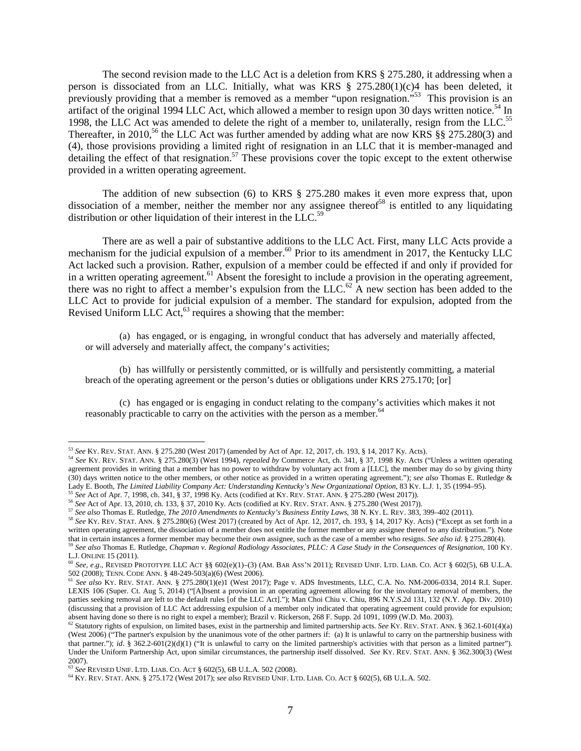The second revision made to the LLC Act is a deletion from KRS § 275.280, it addressing when a person is dissociated from an LLC. Initially, what was KRS § 275.280(1)(c)4 has been deleted, it previously providing that a member is removed as a member "upon resignation."[53] This provision is an artifact of the original 1994 LLC Act, which allowed a member to resign upon 30 days written notice.[54] In 1998, the LLC Act was amended to delete the right of a member to, unilaterally, resign from the LLC.[55] Thereafter, in 2010,[56] the LLC Act was further amended by adding what are now KRS §§ 275.280(3) and (4), those provisions providing a limited right of resignation in an LLC that it is member-managed and detailing the effect of that resignation.[57] These provisions cover the topic except to the extent otherwise provided in a written operating agreement.

The addition of new subsection (6) to KRS § 275.280 makes it even more express that, upon dissociation of a member, neither the member nor any assignee thereof[58] is entitled to any liquidating distribution or other liquidation of their interest in the LLC.[59]

There are as well a pair of substantive additions to the LLC Act. First, many LLC Acts provide a mechanism for the judicial expulsion of a member.[60] Prior to its amendment in 2017, the Kentucky LLC Act lacked such a provision. Rather, expulsion of a member could be effected if and only if provided for in a written operating agreement.[61] Absent the foresight to include a provision in the operating agreement, there was no right to affect a member's expulsion from the LLC.[62] A new section has been added to the LLC Act to provide for judicial expulsion of a member. The standard for expulsion, adopted from the Revised Uniform LLC Act,[63] requires a showing that the member:

> (a) has engaged, or is engaging, in wrongful conduct that has adversely and materially affected, or will adversely and materially affect, the company's activities;
>
> (b) has willfully or persistently committed, or is willfully and persistently committing, a material breach of the operating agreement or the person's duties or obligations under KRS 275.170; [or]
>
> (c) has engaged or is engaging in conduct relating to the company's activities which makes it not reasonably practicable to carry on the activities with the person as a member.[64]

---

[53] *See* KY. REV. STAT. ANN. § 275.280 (West 2017) (amended by Act of Apr. 12, 2017, ch. 193, § 14, 2017 Ky. Acts).

[54] *See* KY. REV. STAT. ANN. § 275.280(3) (West 1994), *repealed by* Commerce Act, ch. 341, § 37, 1998 Ky. Acts ("Unless a written operating agreement provides in writing that a member has no power to withdraw by voluntary act from a [LLC], the member may do so by giving thirty (30) days written notice to the other members, or other notice as provided in a written operating agreement."); *see also* Thomas E. Rutledge & Lady E. Booth, *The Limited Liability Company Act: Understanding Kentucky's New Organizational Option*, 83 KY. L.J. 1, 35 (1994–95).

[55] *See* Act of Apr. 7, 1998, ch. 341, § 37, 1998 Ky. Acts (codified at KY. REV. STAT. ANN. § 275.280 (West 2017)).

[56] *See* Act of Apr. 13, 2010, ch. 133, § 37, 2010 Ky. Acts (codified at KY. REV. STAT. ANN. § 275.280 (West 2017)).

[57] *See also* Thomas E. Rutledge, *The 2010 Amendments to Kentucky's Business Entity Laws*, 38 N. KY. L. REV. 383, 399–402 (2011).

[58] *See* KY. REV. STAT. ANN. § 275.280(6) (West 2017) (created by Act of Apr. 12, 2017, ch. 193, § 14, 2017 Ky. Acts) ("Except as set forth in a written operating agreement, the dissociation of a member does not entitle the former member or any assignee thereof to any distribution."). Note that in certain instances a former member may become their own assignee, such as the case of a member who resigns. *See also id*. § 275.280(4).

[59] *See also* Thomas E. Rutledge, *Chapman v. Regional Radiology Associates, PLLC: A Case Study in the Consequences of Resignation*, 100 KY. L.J. ONLINE 15 (2011).

[60] *See, e.g.*, REVISED PROTOTYPE LLC ACT §§ 602(e)(1)–(3) (AM. BAR ASS'N 2011); REVISED UNIF. LTD. LIAB. CO. ACT § 602(5), 6B U.L.A. 502 (2008); TENN. CODE ANN. § 48-249-503(a)(6) (West 2006).

[61] *See also* KY. REV. STAT. ANN. § 275.280(1)(e)1 (West 2017); Page v. ADS Investments, LLC, C.A. No. NM-2006-0334, 2014 R.I. Super. LEXIS 106 (Super. Ct. Aug 5, 2014) ("[A]bsent a provision in an operating agreement allowing for the involuntary removal of members, the parties seeking removal are left to the default rules [of the LLC Act]."); Man Choi Chiu v. Chiu, 896 N.Y.S.2d 131, 132 (N.Y. App. Div. 2010) (discussing that a provision of LLC Act addressing expulsion of a member only indicated that operating agreement could provide for expulsion; absent having done so there is no right to expel a member); Brazil v. Rickerson, 268 F. Supp. 2d 1091, 1099 (W.D. Mo. 2003).

[62] Statutory rights of expulsion, on limited bases, exist in the partnership and limited partnership acts. *See* KY. REV. STAT. ANN. § 362.1-601(4)(a) (West 2006) ("The partner's expulsion by the unanimous vote of the other partners if: (a) It is unlawful to carry on the partnership business with that partner."); *id*. § 362.2-601(2)(d)(1) ("It is unlawful to carry on the limited partnership's activities with that person as a limited partner"). Under the Uniform Partnership Act, upon similar circumstances, the partnership itself dissolved. *See* KY. REV. STAT. ANN. § 362.300(3) (West 2007).

[63] *See* REVISED UNIF. LTD. LIAB. CO. ACT § 602(5), 6B U.L.A. 502 (2008).

[64] KY. REV. STAT. ANN. § 275.172 (West 2017); *see also* REVISED UNIF. LTD. LIAB. CO. ACT § 602(5), 6B U.L.A. 502.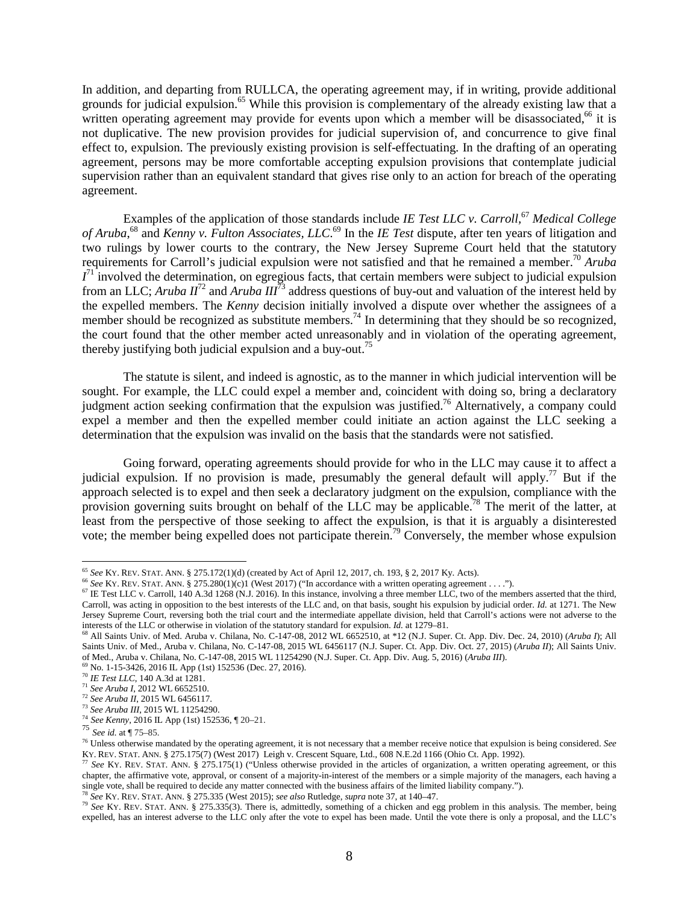In addition, and departing from RULLCA, the operating agreement may, if in writing, provide additional grounds for judicial expulsion.[65] While this provision is complementary of the already existing law that a written operating agreement may provide for events upon which a member will be disassociated,[66] it is not duplicative. The new provision provides for judicial supervision of, and concurrence to give final effect to, expulsion. The previously existing provision is self-effectuating. In the drafting of an operating agreement, persons may be more comfortable accepting expulsion provisions that contemplate judicial supervision rather than an equivalent standard that gives rise only to an action for breach of the operating agreement.

Examples of the application of those standards include *IE Test LLC v. Carroll*,[67] *Medical College of Aruba*,[68] and *Kenny v. Fulton Associates, LLC*.[69] In the *IE Test* dispute, after ten years of litigation and two rulings by lower courts to the contrary, the New Jersey Supreme Court held that the statutory requirements for Carroll's judicial expulsion were not satisfied and that he remained a member.[70] *Aruba I*[71] involved the determination, on egregious facts, that certain members were subject to judicial expulsion from an LLC; *Aruba II*[72] and *Aruba III*[73] address questions of buy-out and valuation of the interest held by the expelled members. The *Kenny* decision initially involved a dispute over whether the assignees of a member should be recognized as substitute members.[74] In determining that they should be so recognized, the court found that the other member acted unreasonably and in violation of the operating agreement, thereby justifying both judicial expulsion and a buy-out.[75]

The statute is silent, and indeed is agnostic, as to the manner in which judicial intervention will be sought. For example, the LLC could expel a member and, coincident with doing so, bring a declaratory judgment action seeking confirmation that the expulsion was justified.[76] Alternatively, a company could expel a member and then the expelled member could initiate an action against the LLC seeking a determination that the expulsion was invalid on the basis that the standards were not satisfied.

Going forward, operating agreements should provide for who in the LLC may cause it to affect a judicial expulsion. If no provision is made, presumably the general default will apply.[77] But if the approach selected is to expel and then seek a declaratory judgment on the expulsion, compliance with the provision governing suits brought on behalf of the LLC may be applicable.[78] The merit of the latter, at least from the perspective of those seeking to affect the expulsion, is that it is arguably a disinterested vote; the member being expelled does not participate therein.[79] Conversely, the member whose expulsion

---

[65] *See* KY. REV. STAT. ANN. § 275.172(1)(d) (created by Act of April 12, 2017, ch. 193, § 2, 2017 Ky. Acts).

[66] *See* KY. REV. STAT. ANN. § 275.280(1)(c)1 (West 2017) ("In accordance with a written operating agreement . . . .").

[67] IE Test LLC v. Carroll, 140 A.3d 1268 (N.J. 2016). In this instance, involving a three member LLC, two of the members asserted that the third, Carroll, was acting in opposition to the best interests of the LLC and, on that basis, sought his expulsion by judicial order. *Id.* at 1271. The New Jersey Supreme Court, reversing both the trial court and the intermediate appellate division, held that Carroll's actions were not adverse to the interests of the LLC or otherwise in violation of the statutory standard for expulsion. *Id.* at 1279–81.

[68] All Saints Univ. of Med. Aruba v. Chilana, No. C-147-08, 2012 WL 6652510, at *12 (N.J. Super. Ct. App. Div. Dec. 24, 2010) (*Aruba I*); All Saints Univ. of Med., Aruba v. Chilana, No. C-147-08, 2015 WL 6456117 (N.J. Super. Ct. App. Div. Oct. 27, 2015) (*Aruba II*); All Saints Univ. of Med., Aruba v. Chilana, No. C-147-08, 2015 WL 11254290 (N.J. Super. Ct. App. Div. Aug. 5, 2016) (*Aruba III*).

[69] No. 1-15-3426, 2016 IL App (1st) 152536 (Dec. 27, 2016).

[70] *IE Test LLC*, 140 A.3d at 1281.

[71] *See Aruba I*, 2012 WL 6652510.

[72] *See Aruba II*, 2015 WL 6456117.

[73] *See Aruba III*, 2015 WL 11254290.

[74] *See Kenny*, 2016 IL App (1st) 152536, ¶ 20–21.

[75] *See id.* at ¶ 75–85.

[76] Unless otherwise mandated by the operating agreement, it is not necessary that a member receive notice that expulsion is being considered. *See* KY. REV. STAT. ANN. § 275.175(7) (West 2017) Leigh v. Crescent Square, Ltd., 608 N.E.2d 1166 (Ohio Ct. App. 1992).

[77] *See* KY. REV. STAT. ANN. § 275.175(1) ("Unless otherwise provided in the articles of organization, a written operating agreement, or this chapter, the affirmative vote, approval, or consent of a majority-in-interest of the members or a simple majority of the managers, each having a single vote, shall be required to decide any matter connected with the business affairs of the limited liability company.").

[78] *See* KY. REV. STAT. ANN. § 275.335 (West 2015); *see also* Rutledge, *supra* note 37, at 140–47.

[79] *See* KY. REV. STAT. ANN. § 275.335(3). There is, admittedly, something of a chicken and egg problem in this analysis. The member, being expelled, has an interest adverse to the LLC only after the vote to expel has been made. Until the vote there is only a proposal, and the LLC's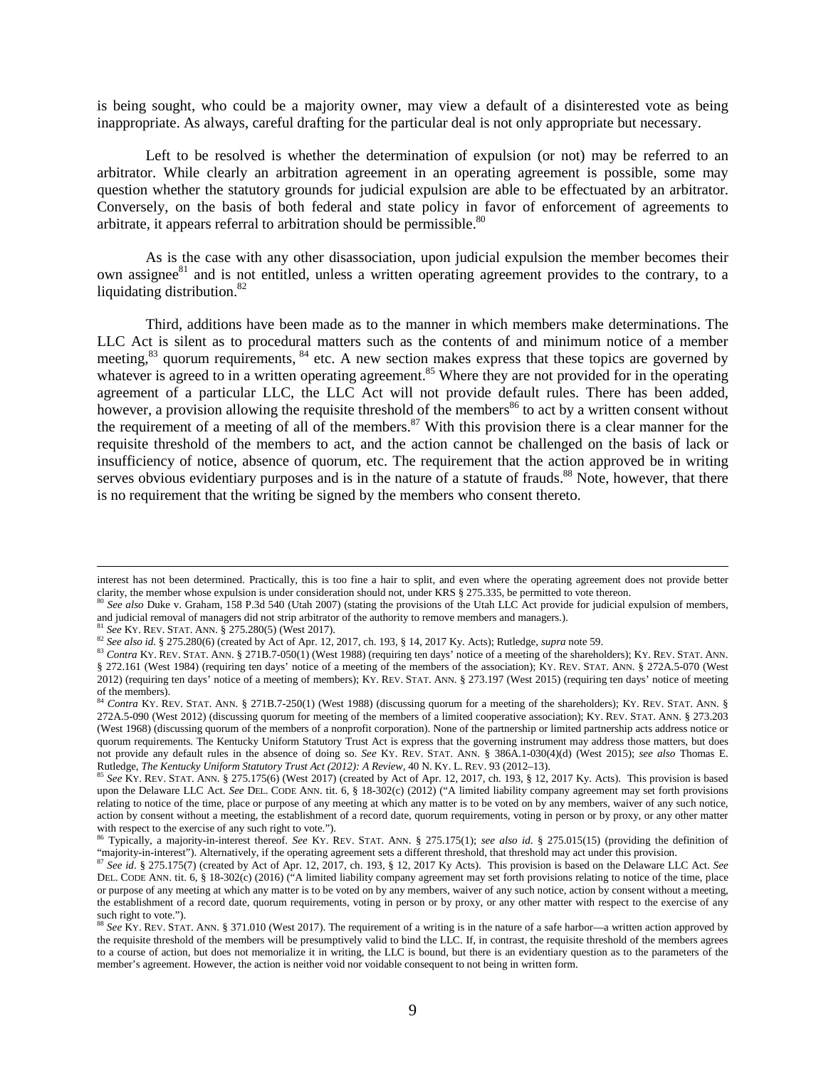is being sought, who could be a majority owner, may view a default of a disinterested vote as being inappropriate. As always, careful drafting for the particular deal is not only appropriate but necessary.

Left to be resolved is whether the determination of expulsion (or not) may be referred to an arbitrator. While clearly an arbitration agreement in an operating agreement is possible, some may question whether the statutory grounds for judicial expulsion are able to be effectuated by an arbitrator. Conversely, on the basis of both federal and state policy in favor of enforcement of agreements to arbitrate, it appears referral to arbitration should be permissible.[80]

As is the case with any other disassociation, upon judicial expulsion the member becomes their own assignee[81] and is not entitled, unless a written operating agreement provides to the contrary, to a liquidating distribution.[82]

Third, additions have been made as to the manner in which members make determinations. The LLC Act is silent as to procedural matters such as the contents of and minimum notice of a member meeting,[83] quorum requirements, [84] etc. A new section makes express that these topics are governed by whatever is agreed to in a written operating agreement.[85] Where they are not provided for in the operating agreement of a particular LLC, the LLC Act will not provide default rules. There has been added, however, a provision allowing the requisite threshold of the members[86] to act by a written consent without the requirement of a meeting of all of the members.[87] With this provision there is a clear manner for the requisite threshold of the members to act, and the action cannot be challenged on the basis of lack or insufficiency of notice, absence of quorum, etc. The requirement that the action approved be in writing serves obvious evidentiary purposes and is in the nature of a statute of frauds.[88] Note, however, that there is no requirement that the writing be signed by the members who consent thereto.

---

interest has not been determined. Practically, this is too fine a hair to split, and even where the operating agreement does not provide better clarity, the member whose expulsion is under consideration should not, under KRS § 275.335, be permitted to vote thereon.

[80] *See also* Duke v. Graham, 158 P.3d 540 (Utah 2007) (stating the provisions of the Utah LLC Act provide for judicial expulsion of members, and judicial removal of managers did not strip arbitrator of the authority to remove members and managers.).

[81] *See* KY. REV. STAT. ANN. § 275.280(5) (West 2017).

[82] *See also id.* § 275.280(6) (created by Act of Apr. 12, 2017, ch. 193, § 14, 2017 Ky. Acts); Rutledge, *supra* note 59.

[83] *Contra* KY. REV. STAT. ANN. § 271B.7-050(1) (West 1988) (requiring ten days' notice of a meeting of the shareholders); KY. REV. STAT. ANN. § 272.161 (West 1984) (requiring ten days' notice of a meeting of the members of the association); KY. REV. STAT. ANN. § 272A.5-070 (West 2012) (requiring ten days' notice of a meeting of members); KY. REV. STAT. ANN. § 273.197 (West 2015) (requiring ten days' notice of meeting of the members).

[84] *Contra* KY. REV. STAT. ANN. § 271B.7-250(1) (West 1988) (discussing quorum for a meeting of the shareholders); KY. REV. STAT. ANN. § 272A.5-090 (West 2012) (discussing quorum for meeting of the members of a limited cooperative association); KY. REV. STAT. ANN. § 273.203 (West 1968) (discussing quorum of the members of a nonprofit corporation). None of the partnership or limited partnership acts address notice or quorum requirements. The Kentucky Uniform Statutory Trust Act is express that the governing instrument may address those matters, but does not provide any default rules in the absence of doing so. *See* KY. REV. STAT. ANN. § 386A.1-030(4)(d) (West 2015); *see also* Thomas E. Rutledge, *The Kentucky Uniform Statutory Trust Act (2012): A Review*, 40 N. KY. L. REV. 93 (2012–13).

[85] *See* KY. REV. STAT. ANN. § 275.175(6) (West 2017) (created by Act of Apr. 12, 2017, ch. 193, § 12, 2017 Ky. Acts). This provision is based upon the Delaware LLC Act. *See* DEL. CODE ANN. tit. 6, § 18-302(c) (2012) ("A limited liability company agreement may set forth provisions relating to notice of the time, place or purpose of any meeting at which any matter is to be voted on by any members, waiver of any such notice, action by consent without a meeting, the establishment of a record date, quorum requirements, voting in person or by proxy, or any other matter with respect to the exercise of any such right to vote.").

[86] Typically, a majority-in-interest thereof. *See* KY. REV. STAT. ANN. § 275.175(1); *see also id.* § 275.015(15) (providing the definition of "majority-in-interest"). Alternatively, if the operating agreement sets a different threshold, that threshold may act under this provision.

[87] *See id.* § 275.175(7) (created by Act of Apr. 12, 2017, ch. 193, § 12, 2017 Ky Acts). This provision is based on the Delaware LLC Act. *See* DEL. CODE ANN. tit. 6, § 18-302(c) (2016) ("A limited liability company agreement may set forth provisions relating to notice of the time, place or purpose of any meeting at which any matter is to be voted on by any members, waiver of any such notice, action by consent without a meeting, the establishment of a record date, quorum requirements, voting in person or by proxy, or any other matter with respect to the exercise of any such right to vote.").

[88] *See* KY. REV. STAT. ANN. § 371.010 (West 2017). The requirement of a writing is in the nature of a safe harbor—a written action approved by the requisite threshold of the members will be presumptively valid to bind the LLC. If, in contrast, the requisite threshold of the members agrees to a course of action, but does not memorialize it in writing, the LLC is bound, but there is an evidentiary question as to the parameters of the member's agreement. However, the action is neither void nor voidable consequent to not being in written form.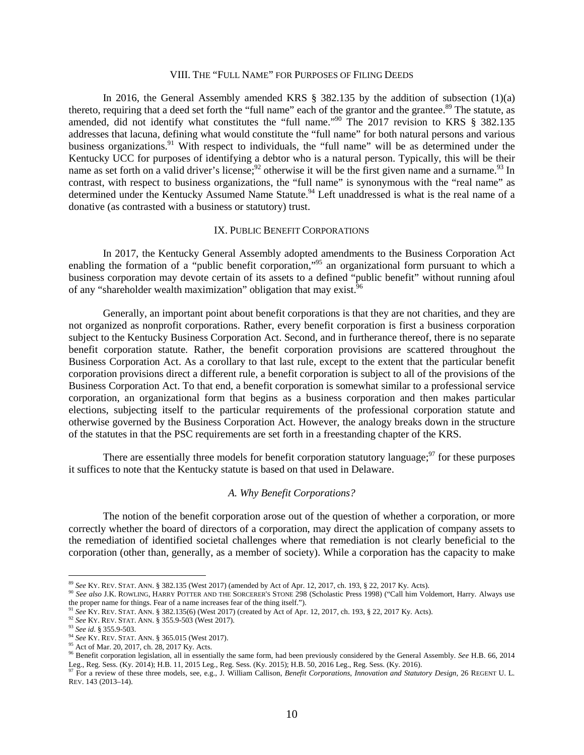## VIII. THE "FULL NAME" FOR PURPOSES OF FILING DEEDS

In 2016, the General Assembly amended KRS § 382.135 by the addition of subsection (1)(a) thereto, requiring that a deed set forth the "full name" each of the grantor and the grantee.[89] The statute, as amended, did not identify what constitutes the "full name."[90] The 2017 revision to KRS § 382.135 addresses that lacuna, defining what would constitute the "full name" for both natural persons and various business organizations.[91] With respect to individuals, the "full name" will be as determined under the Kentucky UCC for purposes of identifying a debtor who is a natural person. Typically, this will be their name as set forth on a valid driver's license;[92] otherwise it will be the first given name and a surname.[93] In contrast, with respect to business organizations, the "full name" is synonymous with the "real name" as determined under the Kentucky Assumed Name Statute.[94] Left unaddressed is what is the real name of a donative (as contrasted with a business or statutory) trust.

## IX. PUBLIC BENEFIT CORPORATIONS

In 2017, the Kentucky General Assembly adopted amendments to the Business Corporation Act enabling the formation of a "public benefit corporation,"[95] an organizational form pursuant to which a business corporation may devote certain of its assets to a defined "public benefit" without running afoul of any "shareholder wealth maximization" obligation that may exist.[96]

Generally, an important point about benefit corporations is that they are not charities, and they are not organized as nonprofit corporations. Rather, every benefit corporation is first a business corporation subject to the Kentucky Business Corporation Act. Second, and in furtherance thereof, there is no separate benefit corporation statute. Rather, the benefit corporation provisions are scattered throughout the Business Corporation Act. As a corollary to that last rule, except to the extent that the particular benefit corporation provisions direct a different rule, a benefit corporation is subject to all of the provisions of the Business Corporation Act. To that end, a benefit corporation is somewhat similar to a professional service corporation, an organizational form that begins as a business corporation and then makes particular elections, subjecting itself to the particular requirements of the professional corporation statute and otherwise governed by the Business Corporation Act. However, the analogy breaks down in the structure of the statutes in that the PSC requirements are set forth in a freestanding chapter of the KRS.

There are essentially three models for benefit corporation statutory language;[97] for these purposes it suffices to note that the Kentucky statute is based on that used in Delaware.

### *A. Why Benefit Corporations?*

The notion of the benefit corporation arose out of the question of whether a corporation, or more correctly whether the board of directors of a corporation, may direct the application of company assets to the remediation of identified societal challenges where that remediation is not clearly beneficial to the corporation (other than, generally, as a member of society). While a corporation has the capacity to make

---

[89] *See* KY. REV. STAT. ANN. § 382.135 (West 2017) (amended by Act of Apr. 12, 2017, ch. 193, § 22, 2017 Ky. Acts).

[90] *See also* J.K. ROWLING, HARRY POTTER AND THE SORCERER'S STONE 298 (Scholastic Press 1998) ("Call him Voldemort, Harry. Always use the proper name for things. Fear of a name increases fear of the thing itself.").

[91] *See* KY. REV. STAT. ANN. § 382.135(6) (West 2017) (created by Act of Apr. 12, 2017, ch. 193, § 22, 2017 Ky. Acts).

[92] *See* KY. REV. STAT. ANN. § 355.9-503 (West 2017).

[93] *See id.* § 355.9-503.

[94] *See* KY. REV. STAT. ANN. § 365.015 (West 2017).

[95] Act of Mar. 20, 2017, ch. 28, 2017 Ky. Acts.

[96] Benefit corporation legislation, all in essentially the same form, had been previously considered by the General Assembly. *See* H.B. 66, 2014 Leg., Reg. Sess. (Ky. 2014); H.B. 11, 2015 Leg., Reg. Sess. (Ky. 2015); H.B. 50, 2016 Leg., Reg. Sess. (Ky. 2016).

[97] For a review of these three models, see, e.g., J. William Callison, *Benefit Corporations, Innovation and Statutory Design*, 26 REGENT U. L. REV. 143 (2013–14).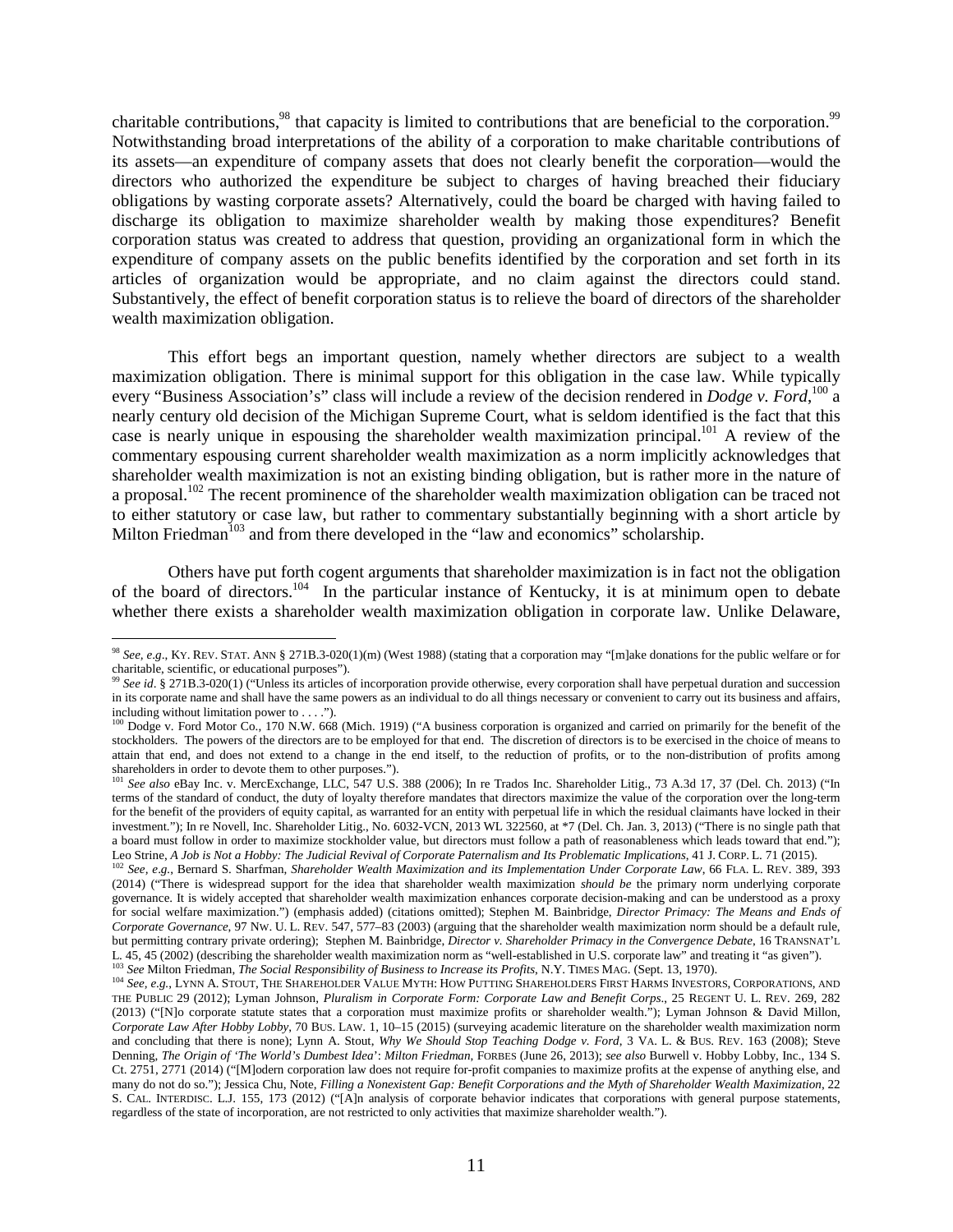charitable contributions,[98] that capacity is limited to contributions that are beneficial to the corporation.[99] Notwithstanding broad interpretations of the ability of a corporation to make charitable contributions of its assets—an expenditure of company assets that does not clearly benefit the corporation—would the directors who authorized the expenditure be subject to charges of having breached their fiduciary obligations by wasting corporate assets? Alternatively, could the board be charged with having failed to discharge its obligation to maximize shareholder wealth by making those expenditures? Benefit corporation status was created to address that question, providing an organizational form in which the expenditure of company assets on the public benefits identified by the corporation and set forth in its articles of organization would be appropriate, and no claim against the directors could stand. Substantively, the effect of benefit corporation status is to relieve the board of directors of the shareholder wealth maximization obligation.

This effort begs an important question, namely whether directors are subject to a wealth maximization obligation. There is minimal support for this obligation in the case law. While typically every "Business Association's" class will include a review of the decision rendered in *Dodge v. Ford*,[100] a nearly century old decision of the Michigan Supreme Court, what is seldom identified is the fact that this case is nearly unique in espousing the shareholder wealth maximization principal.[101] A review of the commentary espousing current shareholder wealth maximization as a norm implicitly acknowledges that shareholder wealth maximization is not an existing binding obligation, but is rather more in the nature of a proposal.[102] The recent prominence of the shareholder wealth maximization obligation can be traced not to either statutory or case law, but rather to commentary substantially beginning with a short article by Milton Friedman[103] and from there developed in the "law and economics" scholarship.

Others have put forth cogent arguments that shareholder maximization is in fact not the obligation of the board of directors.[104] In the particular instance of Kentucky, it is at minimum open to debate whether there exists a shareholder wealth maximization obligation in corporate law. Unlike Delaware,

---

[98] *See, e.g*., KY. REV. STAT. ANN § 271B.3-020(1)(m) (West 1988) (stating that a corporation may "[m]ake donations for the public welfare or for charitable, scientific, or educational purposes").

[99] *See id*. § 271B.3-020(1) ("Unless its articles of incorporation provide otherwise, every corporation shall have perpetual duration and succession in its corporate name and shall have the same powers as an individual to do all things necessary or convenient to carry out its business and affairs, including without limitation power to . . . .").

[100] Dodge v. Ford Motor Co., 170 N.W. 668 (Mich. 1919) ("A business corporation is organized and carried on primarily for the benefit of the stockholders. The powers of the directors are to be employed for that end. The discretion of directors is to be exercised in the choice of means to attain that end, and does not extend to a change in the end itself, to the reduction of profits, or to the non-distribution of profits among shareholders in order to devote them to other purposes.").

[101] *See also* eBay Inc. v. MercExchange, LLC, 547 U.S. 388 (2006); In re Trados Inc. Shareholder Litig., 73 A.3d 17, 37 (Del. Ch. 2013) ("In terms of the standard of conduct, the duty of loyalty therefore mandates that directors maximize the value of the corporation over the long-term for the benefit of the providers of equity capital, as warranted for an entity with perpetual life in which the residual claimants have locked in their investment."); In re Novell, Inc. Shareholder Litig., No. 6032-VCN, 2013 WL 322560, at *7 (Del. Ch. Jan. 3, 2013) ("There is no single path that a board must follow in order to maximize stockholder value, but directors must follow a path of reasonableness which leads toward that end."); Leo Strine, *A Job is Not a Hobby: The Judicial Revival of Corporate Paternalism and Its Problematic Implications*, 41 J. CORP. L. 71 (2015).

[102] *See, e.g*., Bernard S. Sharfman, *Shareholder Wealth Maximization and its Implementation Under Corporate Law*, 66 FLA. L. REV. 389, 393 (2014) ("There is widespread support for the idea that shareholder wealth maximization *should be* the primary norm underlying corporate governance. It is widely accepted that shareholder wealth maximization enhances corporate decision-making and can be understood as a proxy for social welfare maximization.") (emphasis added) (citations omitted); Stephen M. Bainbridge, *Director Primacy: The Means and Ends of Corporate Governance*, 97 NW. U. L. REV. 547, 577–83 (2003) (arguing that the shareholder wealth maximization norm should be a default rule, but permitting contrary private ordering); Stephen M. Bainbridge, *Director v. Shareholder Primacy in the Convergence Debate*, 16 TRANSNAT'L L. 45, 45 (2002) (describing the shareholder wealth maximization norm as "well-established in U.S. corporate law" and treating it "as given").

[103] *See* Milton Friedman, *The Social Responsibility of Business to Increase its Profits*, N.Y. TIMES MAG. (Sept. 13, 1970).

[104] *See, e.g*., LYNN A. STOUT, THE SHAREHOLDER VALUE MYTH: HOW PUTTING SHAREHOLDERS FIRST HARMS INVESTORS, CORPORATIONS, AND THE PUBLIC 29 (2012); Lyman Johnson, *Pluralism in Corporate Form: Corporate Law and Benefit Corps*., 25 REGENT U. L. REV. 269, 282 (2013) ("[N]o corporate statute states that a corporation must maximize profits or shareholder wealth."); Lyman Johnson & David Millon, *Corporate Law After Hobby Lobby*, 70 BUS. LAW. 1, 10–15 (2015) (surveying academic literature on the shareholder wealth maximization norm and concluding that there is none); Lynn A. Stout, *Why We Should Stop Teaching Dodge v. Ford*, 3 VA. L. & BUS. REV. 163 (2008); Steve Denning, *The Origin of 'The World's Dumbest Idea': Milton Friedman*, FORBES (June 26, 2013); *see also* Burwell v. Hobby Lobby, Inc., 134 S. Ct. 2751, 2771 (2014) ("[M]odern corporation law does not require for-profit companies to maximize profits at the expense of anything else, and many do not do so."); Jessica Chu, Note, *Filling a Nonexistent Gap: Benefit Corporations and the Myth of Shareholder Wealth Maximization*, 22 S. CAL. INTERDISC. L.J. 155, 173 (2012) ("[A]n analysis of corporate behavior indicates that corporations with general purpose statements, regardless of the state of incorporation, are not restricted to only activities that maximize shareholder wealth.").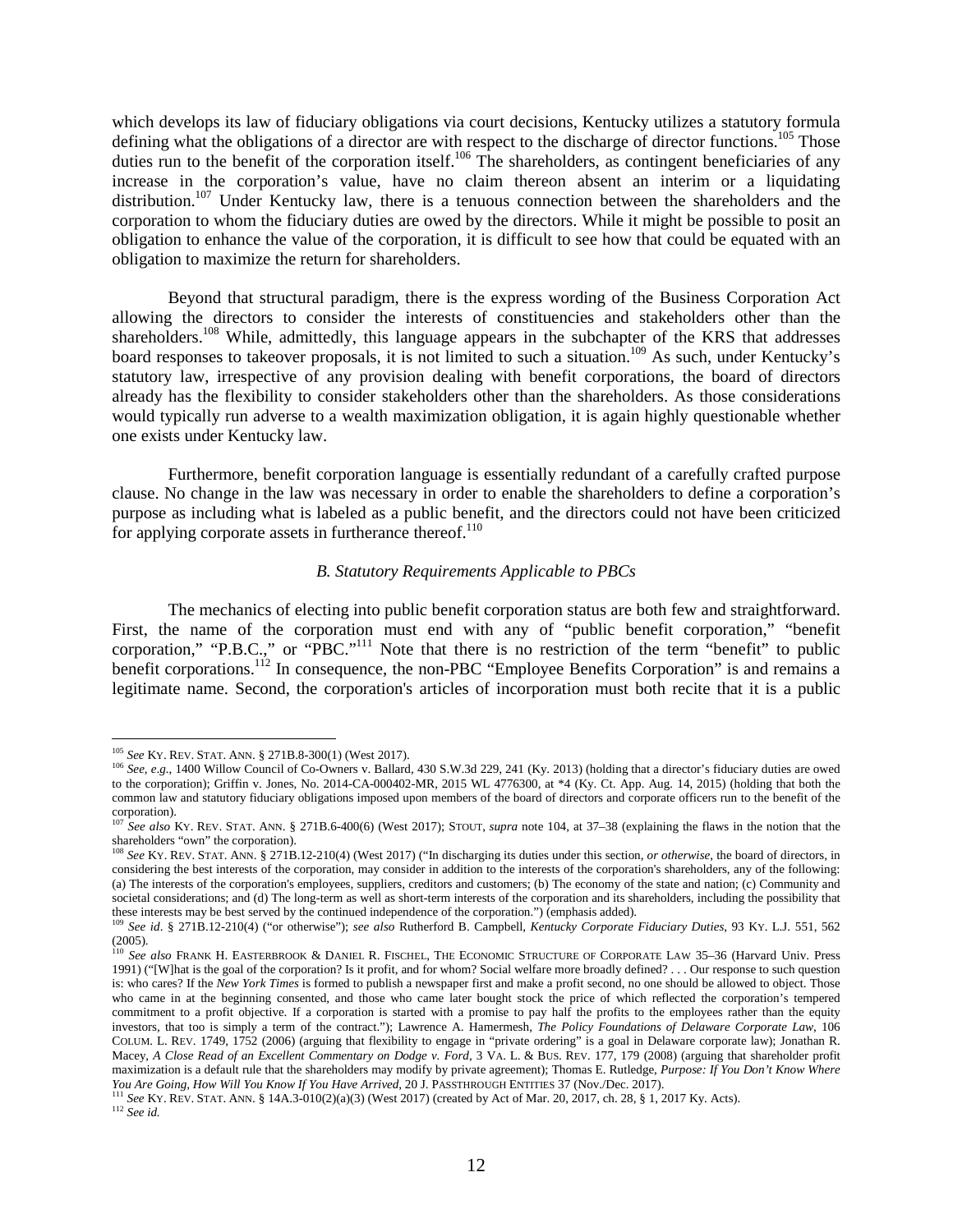which develops its law of fiduciary obligations via court decisions, Kentucky utilizes a statutory formula defining what the obligations of a director are with respect to the discharge of director functions.[105] Those duties run to the benefit of the corporation itself.[106] The shareholders, as contingent beneficiaries of any increase in the corporation's value, have no claim thereon absent an interim or a liquidating distribution.[107] Under Kentucky law, there is a tenuous connection between the shareholders and the corporation to whom the fiduciary duties are owed by the directors. While it might be possible to posit an obligation to enhance the value of the corporation, it is difficult to see how that could be equated with an obligation to maximize the return for shareholders.

Beyond that structural paradigm, there is the express wording of the Business Corporation Act allowing the directors to consider the interests of constituencies and stakeholders other than the shareholders.[108] While, admittedly, this language appears in the subchapter of the KRS that addresses board responses to takeover proposals, it is not limited to such a situation.[109] As such, under Kentucky's statutory law, irrespective of any provision dealing with benefit corporations, the board of directors already has the flexibility to consider stakeholders other than the shareholders. As those considerations would typically run adverse to a wealth maximization obligation, it is again highly questionable whether one exists under Kentucky law.

Furthermore, benefit corporation language is essentially redundant of a carefully crafted purpose clause. No change in the law was necessary in order to enable the shareholders to define a corporation's purpose as including what is labeled as a public benefit, and the directors could not have been criticized for applying corporate assets in furtherance thereof.[110]

### *B. Statutory Requirements Applicable to PBCs*

The mechanics of electing into public benefit corporation status are both few and straightforward. First, the name of the corporation must end with any of "public benefit corporation," "benefit corporation," "P.B.C.," or "PBC."[111] Note that there is no restriction of the term "benefit" to public benefit corporations.[112] In consequence, the non-PBC "Employee Benefits Corporation" is and remains a legitimate name. Second, the corporation's articles of incorporation must both recite that it is a public

---

[105] *See* KY. REV. STAT. ANN. § 271B.8-300(1) (West 2017).

[106] *See, e.g.*, 1400 Willow Council of Co-Owners v. Ballard, 430 S.W.3d 229, 241 (Ky. 2013) (holding that a director's fiduciary duties are owed to the corporation); Griffin v. Jones, No. 2014-CA-000402-MR, 2015 WL 4776300, at *4 (Ky. Ct. App. Aug. 14, 2015) (holding that both the common law and statutory fiduciary obligations imposed upon members of the board of directors and corporate officers run to the benefit of the corporation).

[107] *See also* KY. REV. STAT. ANN. § 271B.6-400(6) (West 2017); STOUT, *supra* note 104, at 37–38 (explaining the flaws in the notion that the shareholders "own" the corporation).

[108] *See* KY. REV. STAT. ANN. § 271B.12-210(4) (West 2017) ("In discharging its duties under this section, *or otherwise*, the board of directors, in considering the best interests of the corporation, may consider in addition to the interests of the corporation's shareholders, any of the following: (a) The interests of the corporation's employees, suppliers, creditors and customers; (b) The economy of the state and nation; (c) Community and societal considerations; and (d) The long-term as well as short-term interests of the corporation and its shareholders, including the possibility that these interests may be best served by the continued independence of the corporation.") (emphasis added).

[109] *See id*. § 271B.12-210(4) ("or otherwise"); *see also* Rutherford B. Campbell, *Kentucky Corporate Fiduciary Duties*, 93 KY. L.J. 551, 562 (2005).

[110] *See also* FRANK H. EASTERBROOK & DANIEL R. FISCHEL, THE ECONOMIC STRUCTURE OF CORPORATE LAW 35–36 (Harvard Univ. Press 1991) ("[W]hat is the goal of the corporation? Is it profit, and for whom? Social welfare more broadly defined? . . . Our response to such question is: who cares? If the *New York Times* is formed to publish a newspaper first and make a profit second, no one should be allowed to object. Those who came in at the beginning consented, and those who came later bought stock the price of which reflected the corporation's tempered commitment to a profit objective. If a corporation is started with a promise to pay half the profits to the employees rather than the equity investors, that too is simply a term of the contract."); Lawrence A. Hamermesh, *The Policy Foundations of Delaware Corporate Law*, 106 COLUM. L. REV. 1749, 1752 (2006) (arguing that flexibility to engage in "private ordering" is a goal in Delaware corporate law); Jonathan R. Macey, *A Close Read of an Excellent Commentary on Dodge v. Ford*, 3 VA. L. & BUS. REV. 177, 179 (2008) (arguing that shareholder profit maximization is a default rule that the shareholders may modify by private agreement); Thomas E. Rutledge, *Purpose: If You Don't Know Where You Are Going, How Will You Know If You Have Arrived*, 20 J. PASSTHROUGH ENTITIES 37 (Nov./Dec. 2017).

[111] *See* KY. REV. STAT. ANN. § 14A.3-010(2)(a)(3) (West 2017) (created by Act of Mar. 20, 2017, ch. 28, § 1, 2017 Ky. Acts).

[112] *See id.*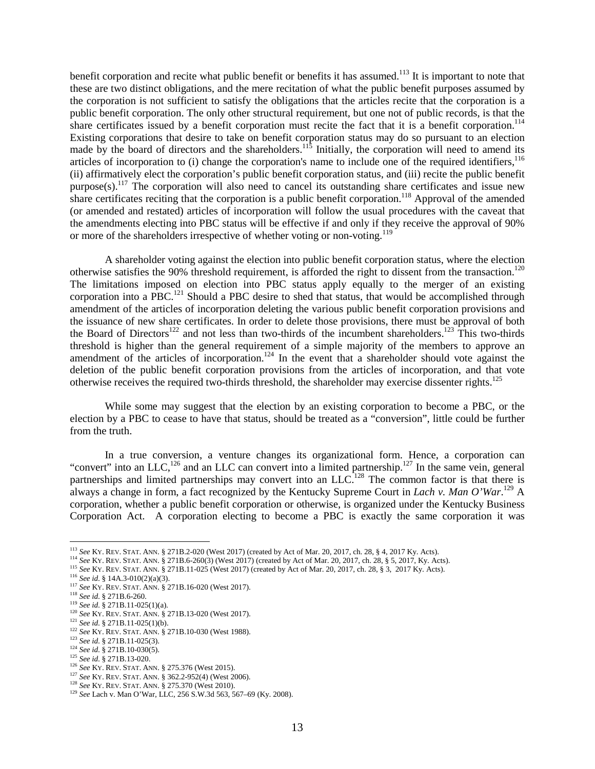benefit corporation and recite what public benefit or benefits it has assumed.[113] It is important to note that these are two distinct obligations, and the mere recitation of what the public benefit purposes assumed by the corporation is not sufficient to satisfy the obligations that the articles recite that the corporation is a public benefit corporation. The only other structural requirement, but one not of public records, is that the share certificates issued by a benefit corporation must recite the fact that it is a benefit corporation.[114] Existing corporations that desire to take on benefit corporation status may do so pursuant to an election made by the board of directors and the shareholders.[115] Initially, the corporation will need to amend its articles of incorporation to (i) change the corporation's name to include one of the required identifiers,[116] (ii) affirmatively elect the corporation's public benefit corporation status, and (iii) recite the public benefit purpose(s).[117] The corporation will also need to cancel its outstanding share certificates and issue new share certificates reciting that the corporation is a public benefit corporation.[118] Approval of the amended (or amended and restated) articles of incorporation will follow the usual procedures with the caveat that the amendments electing into PBC status will be effective if and only if they receive the approval of 90% or more of the shareholders irrespective of whether voting or non-voting.[119]

A shareholder voting against the election into public benefit corporation status, where the election otherwise satisfies the 90% threshold requirement, is afforded the right to dissent from the transaction.[120] The limitations imposed on election into PBC status apply equally to the merger of an existing corporation into a PBC.[121] Should a PBC desire to shed that status, that would be accomplished through amendment of the articles of incorporation deleting the various public benefit corporation provisions and the issuance of new share certificates. In order to delete those provisions, there must be approval of both the Board of Directors[122] and not less than two-thirds of the incumbent shareholders.[123] This two-thirds threshold is higher than the general requirement of a simple majority of the members to approve an amendment of the articles of incorporation.[124] In the event that a shareholder should vote against the deletion of the public benefit corporation provisions from the articles of incorporation, and that vote otherwise receives the required two-thirds threshold, the shareholder may exercise dissenter rights.[125]

While some may suggest that the election by an existing corporation to become a PBC, or the election by a PBC to cease to have that status, should be treated as a "conversion", little could be further from the truth.

In a true conversion, a venture changes its organizational form. Hence, a corporation can "convert" into an LLC,[126] and an LLC can convert into a limited partnership.[127] In the same vein, general partnerships and limited partnerships may convert into an LLC.[128] The common factor is that there is always a change in form, a fact recognized by the Kentucky Supreme Court in *Lach v. Man O'War*.[129] A corporation, whether a public benefit corporation or otherwise, is organized under the Kentucky Business Corporation Act. A corporation electing to become a PBC is exactly the same corporation it was

---

[113] *See* KY. REV. STAT. ANN. § 271B.2-020 (West 2017) (created by Act of Mar. 20, 2017, ch. 28, § 4, 2017 Ky. Acts).
[114] *See* KY. REV. STAT. ANN. § 271B.6-260(3) (West 2017) (created by Act of Mar. 20, 2017, ch. 28, § 5, 2017, Ky. Acts).
[115] *See* KY. REV. STAT. ANN. § 271B.11-025 (West 2017) (created by Act of Mar. 20, 2017, ch. 28, § 3, 2017 Ky. Acts).
[116] *See id.* § 14A.3-010(2)(a)(3).
[117] *See* KY. REV. STAT. ANN. § 271B.16-020 (West 2017).
[118] *See id.* § 271B.6-260.
[119] *See id.* § 271B.11-025(1)(a).
[120] *See* KY. REV. STAT. ANN. § 271B.13-020 (West 2017).
[121] *See id.* § 271B.11-025(1)(b).
[122] *See* KY. REV. STAT. ANN. § 271B.10-030 (West 1988).
[123] *See id.* § 271B.11-025(3).
[124] *See id.* § 271B.10-030(5).
[125] *See id.* § 271B.13-020.
[126] *See* KY. REV. STAT. ANN. § 275.376 (West 2015).
[127] *See* KY. REV. STAT. ANN. § 362.2-952(4) (West 2006).
[128] *See* KY. REV. STAT. ANN. § 275.370 (West 2010).
[129] *See* Lach v. Man O'War, LLC, 256 S.W.3d 563, 567–69 (Ky. 2008).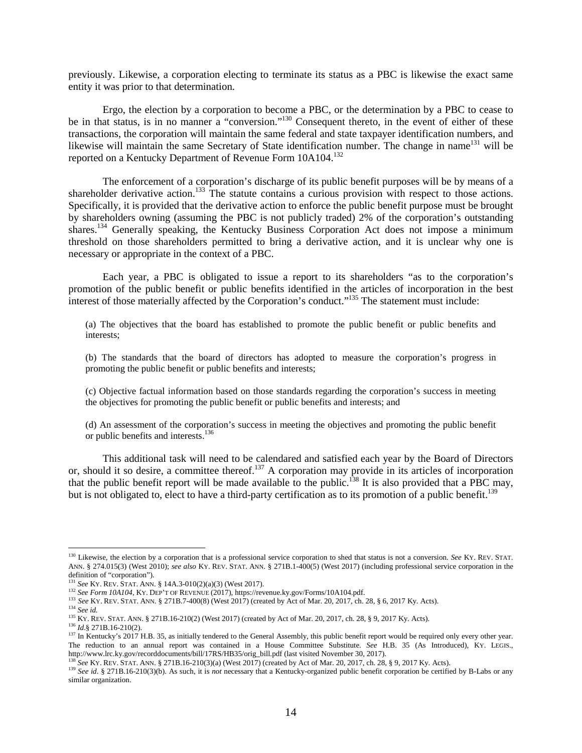previously. Likewise, a corporation electing to terminate its status as a PBC is likewise the exact same entity it was prior to that determination.

Ergo, the election by a corporation to become a PBC, or the determination by a PBC to cease to be in that status, is in no manner a "conversion."[130] Consequent thereto, in the event of either of these transactions, the corporation will maintain the same federal and state taxpayer identification numbers, and likewise will maintain the same Secretary of State identification number. The change in name[131] will be reported on a Kentucky Department of Revenue Form 10A104.[132]

The enforcement of a corporation's discharge of its public benefit purposes will be by means of a shareholder derivative action.[133] The statute contains a curious provision with respect to those actions. Specifically, it is provided that the derivative action to enforce the public benefit purpose must be brought by shareholders owning (assuming the PBC is not publicly traded) 2% of the corporation's outstanding shares.[134] Generally speaking, the Kentucky Business Corporation Act does not impose a minimum threshold on those shareholders permitted to bring a derivative action, and it is unclear why one is necessary or appropriate in the context of a PBC.

Each year, a PBC is obligated to issue a report to its shareholders "as to the corporation's promotion of the public benefit or public benefits identified in the articles of incorporation in the best interest of those materially affected by the Corporation's conduct."[135] The statement must include:

> (a) The objectives that the board has established to promote the public benefit or public benefits and interests;
>
> (b) The standards that the board of directors has adopted to measure the corporation's progress in promoting the public benefit or public benefits and interests;
>
> (c) Objective factual information based on those standards regarding the corporation's success in meeting the objectives for promoting the public benefit or public benefits and interests; and
>
> (d) An assessment of the corporation's success in meeting the objectives and promoting the public benefit or public benefits and interests.[136]

This additional task will need to be calendared and satisfied each year by the Board of Directors or, should it so desire, a committee thereof.[137] A corporation may provide in its articles of incorporation that the public benefit report will be made available to the public.[138] It is also provided that a PBC may, but is not obligated to, elect to have a third-party certification as to its promotion of a public benefit.[139]

---

[130] Likewise, the election by a corporation that is a professional service corporation to shed that status is not a conversion. *See* KY. REV. STAT. ANN. § 274.015(3) (West 2010); *see also* KY. REV. STAT. ANN. § 271B.1-400(5) (West 2017) (including professional service corporation in the definition of "corporation").

[131] *See* KY. REV. STAT. ANN. § 14A.3-010(2)(a)(3) (West 2017).

[132] *See Form 10A104*, KY. DEP'T OF REVENUE (2017), https://revenue.ky.gov/Forms/10A104.pdf.

[133] *See* KY. REV. STAT. ANN. § 271B.7-400(8) (West 2017) (created by Act of Mar. 20, 2017, ch. 28, § 6, 2017 Ky. Acts).

[134] *See id.*

[135] KY. REV. STAT. ANN. § 271B.16-210(2) (West 2017) (created by Act of Mar. 20, 2017, ch. 28, § 9, 2017 Ky. Acts).

[136] *Id.*§ 271B.16-210(2).

[137] In Kentucky's 2017 H.B. 35, as initially tendered to the General Assembly, this public benefit report would be required only every other year. The reduction to an annual report was contained in a House Committee Substitute. *See* H.B. 35 (As Introduced), KY. LEGIS., http://www.lrc.ky.gov/recorddocuments/bill/17RS/HB35/orig_bill.pdf (last visited November 30, 2017).

[138] *See* KY. REV. STAT. ANN. § 271B.16-210(3)(a) (West 2017) (created by Act of Mar. 20, 2017, ch. 28, § 9, 2017 Ky. Acts).

[139] *See id*. § 271B.16-210(3)(b). As such, it is *not* necessary that a Kentucky-organized public benefit corporation be certified by B-Labs or any similar organization.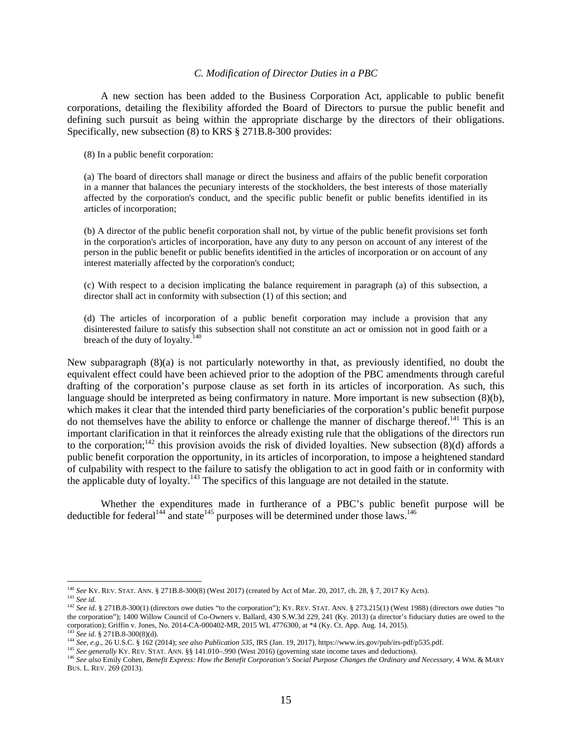### *C. Modification of Director Duties in a PBC*

A new section has been added to the Business Corporation Act, applicable to public benefit corporations, detailing the flexibility afforded the Board of Directors to pursue the public benefit and defining such pursuit as being within the appropriate discharge by the directors of their obligations. Specifically, new subsection (8) to KRS § 271B.8-300 provides:

> (8) In a public benefit corporation:
>
> (a) The board of directors shall manage or direct the business and affairs of the public benefit corporation in a manner that balances the pecuniary interests of the stockholders, the best interests of those materially affected by the corporation's conduct, and the specific public benefit or public benefits identified in its articles of incorporation;
>
> (b) A director of the public benefit corporation shall not, by virtue of the public benefit provisions set forth in the corporation's articles of incorporation, have any duty to any person on account of any interest of the person in the public benefit or public benefits identified in the articles of incorporation or on account of any interest materially affected by the corporation's conduct;
>
> (c) With respect to a decision implicating the balance requirement in paragraph (a) of this subsection, a director shall act in conformity with subsection (1) of this section; and
>
> (d) The articles of incorporation of a public benefit corporation may include a provision that any disinterested failure to satisfy this subsection shall not constitute an act or omission not in good faith or a breach of the duty of loyalty.[140]

New subparagraph (8)(a) is not particularly noteworthy in that, as previously identified, no doubt the equivalent effect could have been achieved prior to the adoption of the PBC amendments through careful drafting of the corporation's purpose clause as set forth in its articles of incorporation. As such, this language should be interpreted as being confirmatory in nature. More important is new subsection (8)(b), which makes it clear that the intended third party beneficiaries of the corporation's public benefit purpose do not themselves have the ability to enforce or challenge the manner of discharge thereof.[141] This is an important clarification in that it reinforces the already existing rule that the obligations of the directors run to the corporation;[142] this provision avoids the risk of divided loyalties. New subsection (8)(d) affords a public benefit corporation the opportunity, in its articles of incorporation, to impose a heightened standard of culpability with respect to the failure to satisfy the obligation to act in good faith or in conformity with the applicable duty of loyalty.[143] The specifics of this language are not detailed in the statute.

Whether the expenditures made in furtherance of a PBC's public benefit purpose will be deductible for federal[144] and state[145] purposes will be determined under those laws.[146]

---

[140] *See* KY. REV. STAT. ANN. § 271B.8-300(8) (West 2017) (created by Act of Mar. 20, 2017, ch. 28, § 7, 2017 Ky Acts).

[141] *See id.*

[142] *See id*. § 271B.8-300(1) (directors owe duties "to the corporation"); KY. REV. STAT. ANN. § 273.215(1) (West 1988) (directors owe duties "to the corporation"); 1400 Willow Council of Co-Owners v. Ballard, 430 S.W.3d 229, 241 (Ky. 2013) (a director's fiduciary duties are owed to the corporation); Griffin v. Jones, No. 2014-CA-000402-MR, 2015 WL 4776300, at *4 (Ky. Ct. App. Aug. 14, 2015).

[143] *See id.* § 271B.8-300(8)(d).

[144] *See, e.g.*, 26 U.S.C. § 162 (2014); *see also Publication 535*, IRS (Jan. 19, 2017), https://www.irs.gov/pub/irs-pdf/p535.pdf.

[145] *See generally* KY. REV. STAT. ANN. §§ 141.010–.990 (West 2016) (governing state income taxes and deductions).

[146] *See also* Emily Cohen, *Benefit Express: How the Benefit Corporation's Social Purpose Changes the Ordinary and Necessary*, 4 WM. & MARY BUS. L. REV. 269 (2013).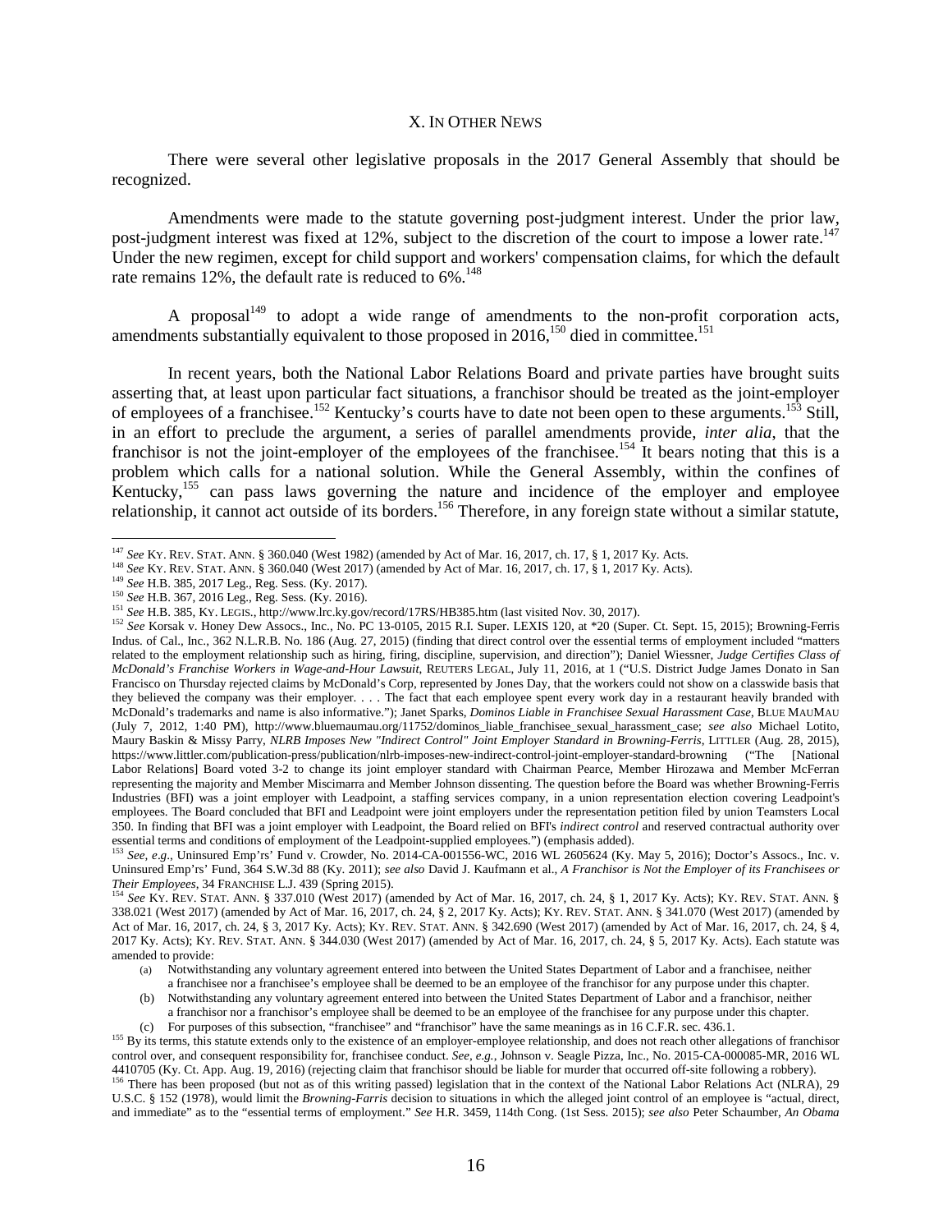## X. IN OTHER NEWS

There were several other legislative proposals in the 2017 General Assembly that should be recognized.

Amendments were made to the statute governing post-judgment interest. Under the prior law, post-judgment interest was fixed at 12%, subject to the discretion of the court to impose a lower rate.[147] Under the new regimen, except for child support and workers' compensation claims, for which the default rate remains 12%, the default rate is reduced to 6%.[148]

A proposal[149] to adopt a wide range of amendments to the non-profit corporation acts, amendments substantially equivalent to those proposed in 2016,[150] died in committee.[151]

In recent years, both the National Labor Relations Board and private parties have brought suits asserting that, at least upon particular fact situations, a franchisor should be treated as the joint-employer of employees of a franchisee.[152] Kentucky's courts have to date not been open to these arguments.[153] Still, in an effort to preclude the argument, a series of parallel amendments provide, *inter alia*, that the franchisor is not the joint-employer of the employees of the franchisee.[154] It bears noting that this is a problem which calls for a national solution. While the General Assembly, within the confines of Kentucky,[155] can pass laws governing the nature and incidence of the employer and employee relationship, it cannot act outside of its borders.[156] Therefore, in any foreign state without a similar statute,

---

[147] *See* KY. REV. STAT. ANN. § 360.040 (West 1982) (amended by Act of Mar. 16, 2017, ch. 17, § 1, 2017 Ky. Acts.

[148] *See* KY. REV. STAT. ANN. § 360.040 (West 2017) (amended by Act of Mar. 16, 2017, ch. 17, § 1, 2017 Ky. Acts).

[149] *See* H.B. 385, 2017 Leg., Reg. Sess. (Ky. 2017).

[150] *See* H.B. 367, 2016 Leg., Reg. Sess. (Ky. 2016).

[151] *See* H.B. 385, KY. LEGIS., http://www.lrc.ky.gov/record/17RS/HB385.htm (last visited Nov. 30, 2017).

[152] *See* Korsak v. Honey Dew Assocs., Inc., No. PC 13-0105, 2015 R.I. Super. LEXIS 120, at *20 (Super. Ct. Sept. 15, 2015); Browning-Ferris Indus. of Cal., Inc., 362 N.L.R.B. No. 186 (Aug. 27, 2015) (finding that direct control over the essential terms of employment included "matters related to the employment relationship such as hiring, firing, discipline, supervision, and direction"); Daniel Wiessner, *Judge Certifies Class of McDonald's Franchise Workers in Wage-and-Hour Lawsuit*, REUTERS LEGAL, July 11, 2016, at 1 ("U.S. District Judge James Donato in San Francisco on Thursday rejected claims by McDonald's Corp, represented by Jones Day, that the workers could not show on a classwide basis that they believed the company was their employer. . . . The fact that each employee spent every work day in a restaurant heavily branded with McDonald's trademarks and name is also informative."); Janet Sparks, *Dominos Liable in Franchisee Sexual Harassment Case*, BLUE MAUMAU (July 7, 2012, 1:40 PM), http://www.bluemaumau.org/11752/dominos_liable_franchisee_sexual_harassment_case; *see also* Michael Lotito, Maury Baskin & Missy Parry, *NLRB Imposes New "Indirect Control" Joint Employer Standard in Browning-Ferris*, LITTLER (Aug. 28, 2015), https://www.littler.com/publication-press/publication/nlrb-imposes-new-indirect-control-joint-employer-standard-browning ("The [National Labor Relations] Board voted 3-2 to change its joint employer standard with Chairman Pearce, Member Hirozawa and Member McFerran representing the majority and Member Miscimarra and Member Johnson dissenting. The question before the Board was whether Browning-Ferris Industries (BFI) was a joint employer with Leadpoint, a staffing services company, in a union representation election covering Leadpoint's employees. The Board concluded that BFI and Leadpoint were joint employers under the representation petition filed by union Teamsters Local 350. In finding that BFI was a joint employer with Leadpoint, the Board relied on BFI's *indirect control* and reserved contractual authority over essential terms and conditions of employment of the Leadpoint-supplied employees.") (emphasis added).

[153] *See, e.g.*, Uninsured Emp'rs' Fund v. Crowder, No. 2014-CA-001556-WC, 2016 WL 2605624 (Ky. May 5, 2016); Doctor's Assocs., Inc. v. Uninsured Emp'rs' Fund, 364 S.W.3d 88 (Ky. 2011); *see also* David J. Kaufmann et al., *A Franchisor is Not the Employer of its Franchisees or Their Employees*, 34 FRANCHISE L.J. 439 (Spring 2015).

[154] *See* KY. REV. STAT. ANN. § 337.010 (West 2017) (amended by Act of Mar. 16, 2017, ch. 24, § 1, 2017 Ky. Acts); KY. REV. STAT. ANN. § 338.021 (West 2017) (amended by Act of Mar. 16, 2017, ch. 24, § 2, 2017 Ky. Acts); KY. REV. STAT. ANN. § 341.070 (West 2017) (amended by Act of Mar. 16, 2017, ch. 24, § 3, 2017 Ky. Acts); KY. REV. STAT. ANN. § 342.690 (West 2017) (amended by Act of Mar. 16, 2017, ch. 24, § 4, 2017 Ky. Acts); KY. REV. STAT. ANN. § 344.030 (West 2017) (amended by Act of Mar. 16, 2017, ch. 24, § 5, 2017 Ky. Acts). Each statute was amended to provide:

> (a) Notwithstanding any voluntary agreement entered into between the United States Department of Labor and a franchisee, neither a franchisee nor a franchisee's employee shall be deemed to be an employee of the franchisor for any purpose under this chapter.
>
> (b) Notwithstanding any voluntary agreement entered into between the United States Department of Labor and a franchisor, neither a franchisor nor a franchisor's employee shall be deemed to be an employee of the franchisee for any purpose under this chapter.
>
> (c) For purposes of this subsection, "franchisee" and "franchisor" have the same meanings as in 16 C.F.R. sec. 436.1.

[155] By its terms, this statute extends only to the existence of an employer-employee relationship, and does not reach other allegations of franchisor control over, and consequent responsibility for, franchisee conduct. *See, e.g.*, Johnson v. Seagle Pizza, Inc., No. 2015-CA-000085-MR, 2016 WL 4410705 (Ky. Ct. App. Aug. 19, 2016) (rejecting claim that franchisor should be liable for murder that occurred off-site following a robbery).

[156] There has been proposed (but not as of this writing passed) legislation that in the context of the National Labor Relations Act (NLRA), 29 U.S.C. § 152 (1978), would limit the *Browning-Farris* decision to situations in which the alleged joint control of an employee is "actual, direct, and immediate" as to the "essential terms of employment." *See* H.R. 3459, 114th Cong. (1st Sess. 2015); *see also* Peter Schaumber, *An Obama*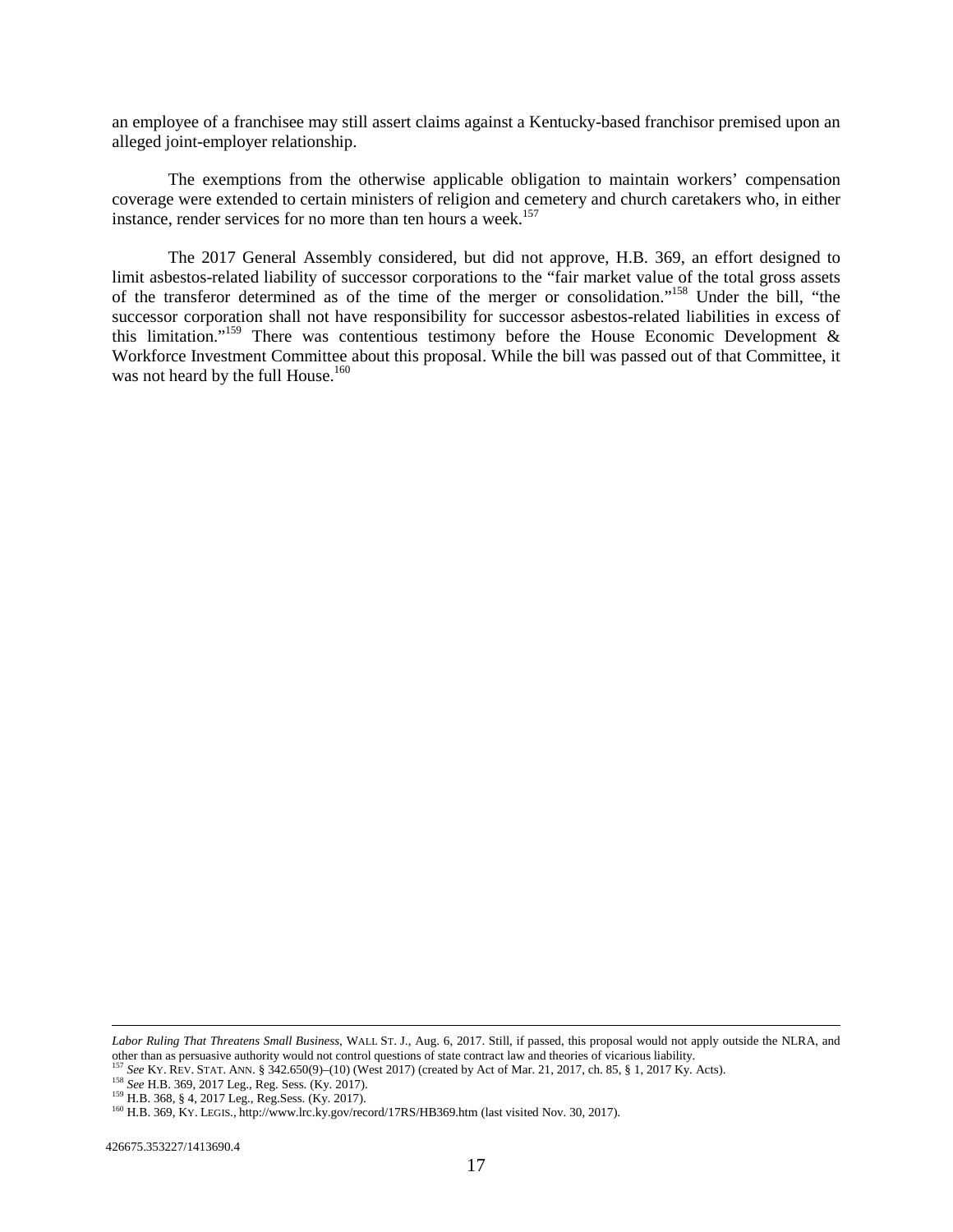an employee of a franchisee may still assert claims against a Kentucky-based franchisor premised upon an alleged joint-employer relationship.

The exemptions from the otherwise applicable obligation to maintain workers' compensation coverage were extended to certain ministers of religion and cemetery and church caretakers who, in either instance, render services for no more than ten hours a week.[157]

The 2017 General Assembly considered, but did not approve, H.B. 369, an effort designed to limit asbestos-related liability of successor corporations to the "fair market value of the total gross assets of the transferor determined as of the time of the merger or consolidation."[158] Under the bill, "the successor corporation shall not have responsibility for successor asbestos-related liabilities in excess of this limitation."[159] There was contentious testimony before the House Economic Development & Workforce Investment Committee about this proposal. While the bill was passed out of that Committee, it was not heard by the full House.[160]

---

*Labor Ruling That Threatens Small Business*, WALL ST. J., Aug. 6, 2017. Still, if passed, this proposal would not apply outside the NLRA, and other than as persuasive authority would not control questions of state contract law and theories of vicarious liability.

[157] *See* KY. REV. STAT. ANN. § 342.650(9)–(10) (West 2017) (created by Act of Mar. 21, 2017, ch. 85, § 1, 2017 Ky. Acts).

[158] *See* H.B. 369, 2017 Leg., Reg. Sess. (Ky. 2017).

[159] H.B. 368, § 4, 2017 Leg., Reg.Sess. (Ky. 2017).

[160] H.B. 369, KY. LEGIS., http://www.lrc.ky.gov/record/17RS/HB369.htm (last visited Nov. 30, 2017).

426675.353227/1413690.4